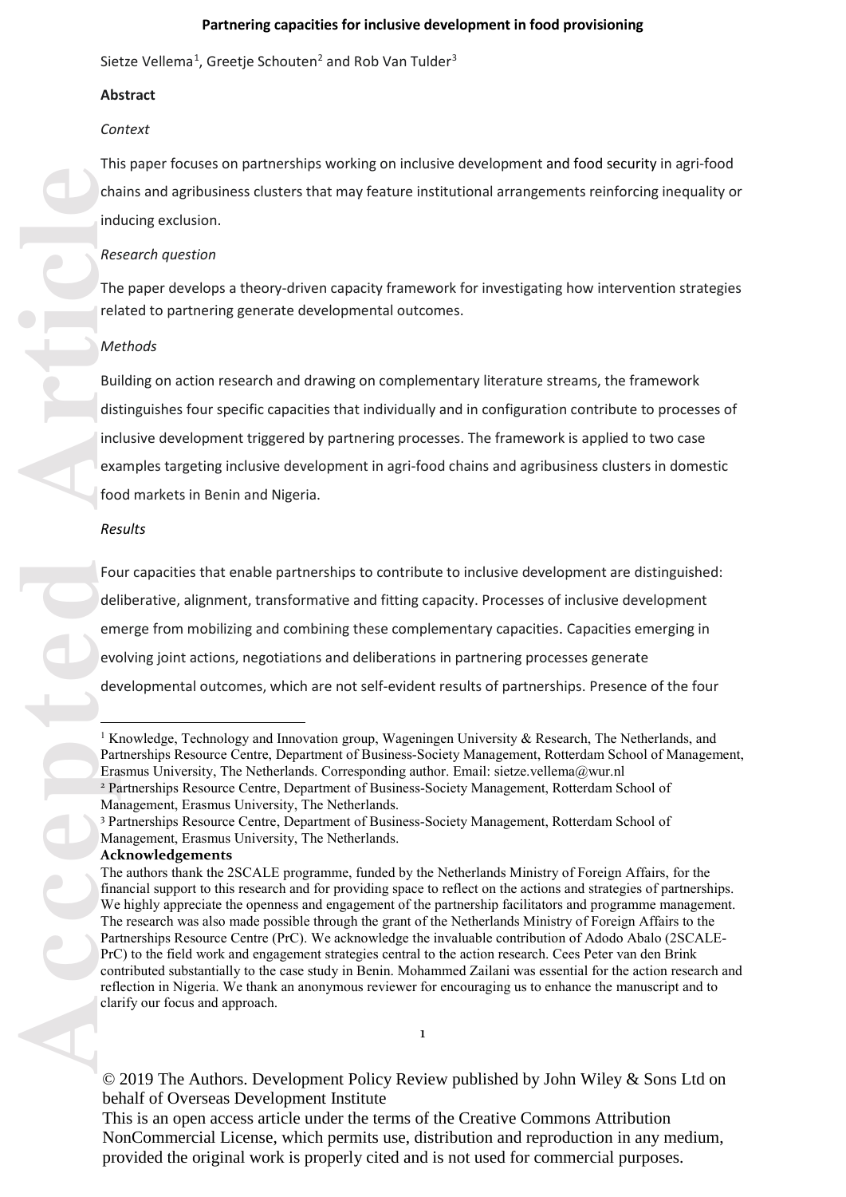**Partnering capacities for inclusive development in food provisioning**

Sietze Vellema[1], Greetje Schouten[2] and Rob Van Tulder[3]

**Abstract**

*Context*

This paper focuses on partnerships working on inclusive development and food security in agri-food chains and agribusiness clusters that may feature institutional arrangements reinforcing inequality or inducing exclusion.

*Research question*

The paper develops a theory-driven capacity framework for investigating how intervention strategies related to partnering generate developmental outcomes.

*Methods*

Building on action research and drawing on complementary literature streams, the framework distinguishes four specific capacities that individually and in configuration contribute to processes of inclusive development triggered by partnering processes. The framework is applied to two case examples targeting inclusive development in agri-food chains and agribusiness clusters in domestic food markets in Benin and Nigeria.

*Results*

Four capacities that enable partnerships to contribute to inclusive development are distinguished: deliberative, alignment, transformative and fitting capacity. Processes of inclusive development emerge from mobilizing and combining these complementary capacities. Capacities emerging in evolving joint actions, negotiations and deliberations in partnering processes generate developmental outcomes, which are not self-evident results of partnerships. Presence of the four

[1] Knowledge, Technology and Innovation group, Wageningen University & Research, The Netherlands, and Partnerships Resource Centre, Department of Business-Society Management, Rotterdam School of Management, Erasmus University, The Netherlands. Corresponding author. Email: sietze.vellema@wur.nl

[2] Partnerships Resource Centre, Department of Business-Society Management, Rotterdam School of Management, Erasmus University, The Netherlands.

[3] Partnerships Resource Centre, Department of Business-Society Management, Rotterdam School of Management, Erasmus University, The Netherlands.

**Acknowledgements**

The authors thank the 2SCALE programme, funded by the Netherlands Ministry of Foreign Affairs, for the financial support to this research and for providing space to reflect on the actions and strategies of partnerships. We highly appreciate the openness and engagement of the partnership facilitators and programme management. The research was also made possible through the grant of the Netherlands Ministry of Foreign Affairs to the Partnerships Resource Centre (PrC). We acknowledge the invaluable contribution of Adodo Abalo (2SCALE-PrC) to the field work and engagement strategies central to the action research. Cees Peter van den Brink contributed substantially to the case study in Benin. Mohammed Zailani was essential for the action research and reflection in Nigeria. We thank an anonymous reviewer for encouraging us to enhance the manuscript and to clarify our focus and approach.

© 2019 The Authors. Development Policy Review published by John Wiley & Sons Ltd on behalf of Overseas Development Institute

This is an open access article under the terms of the Creative Commons Attribution NonCommercial License, which permits use, distribution and reproduction in any medium, provided the original work is properly cited and is not used for commercial purposes.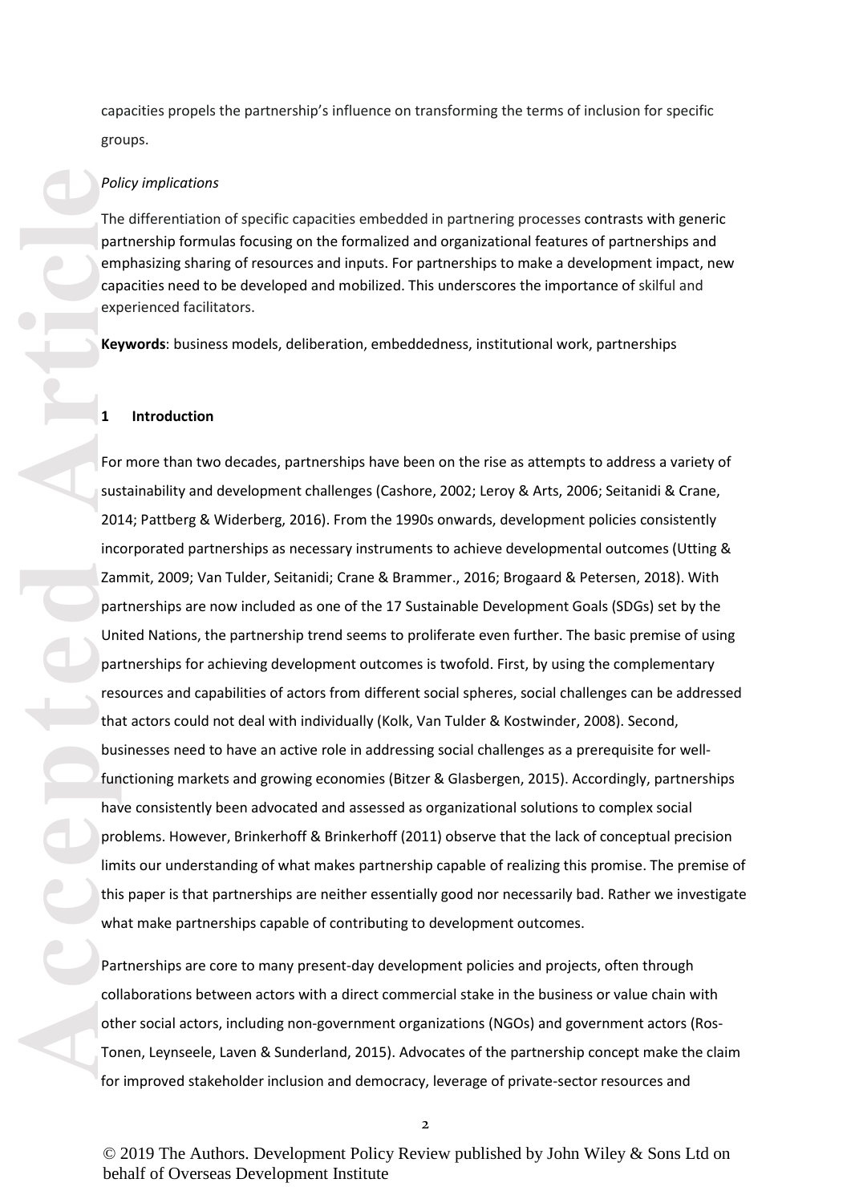capacities propels the partnership's influence on transforming the terms of inclusion for specific groups.

*Policy implications*

The differentiation of specific capacities embedded in partnering processes contrasts with generic partnership formulas focusing on the formalized and organizational features of partnerships and emphasizing sharing of resources and inputs. For partnerships to make a development impact, new capacities need to be developed and mobilized. This underscores the importance of skilful and experienced facilitators.

**Keywords**: business models, deliberation, embeddedness, institutional work, partnerships

## 1 Introduction

For more than two decades, partnerships have been on the rise as attempts to address a variety of sustainability and development challenges (Cashore, 2002; Leroy & Arts, 2006; Seitanidi & Crane, 2014; Pattberg & Widerberg, 2016). From the 1990s onwards, development policies consistently incorporated partnerships as necessary instruments to achieve developmental outcomes (Utting & Zammit, 2009; Van Tulder, Seitanidi; Crane & Brammer., 2016; Brogaard & Petersen, 2018). With partnerships are now included as one of the 17 Sustainable Development Goals (SDGs) set by the United Nations, the partnership trend seems to proliferate even further. The basic premise of using partnerships for achieving development outcomes is twofold. First, by using the complementary resources and capabilities of actors from different social spheres, social challenges can be addressed that actors could not deal with individually (Kolk, Van Tulder & Kostwinder, 2008). Second, businesses need to have an active role in addressing social challenges as a prerequisite for well-functioning markets and growing economies (Bitzer & Glasbergen, 2015). Accordingly, partnerships have consistently been advocated and assessed as organizational solutions to complex social problems. However, Brinkerhoff & Brinkerhoff (2011) observe that the lack of conceptual precision limits our understanding of what makes partnership capable of realizing this promise. The premise of this paper is that partnerships are neither essentially good nor necessarily bad. Rather we investigate what make partnerships capable of contributing to development outcomes.

Partnerships are core to many present-day development policies and projects, often through collaborations between actors with a direct commercial stake in the business or value chain with other social actors, including non-government organizations (NGOs) and government actors (Ros-Tonen, Leynseele, Laven & Sunderland, 2015). Advocates of the partnership concept make the claim for improved stakeholder inclusion and democracy, leverage of private-sector resources and

© 2019 The Authors. Development Policy Review published by John Wiley & Sons Ltd on behalf of Overseas Development Institute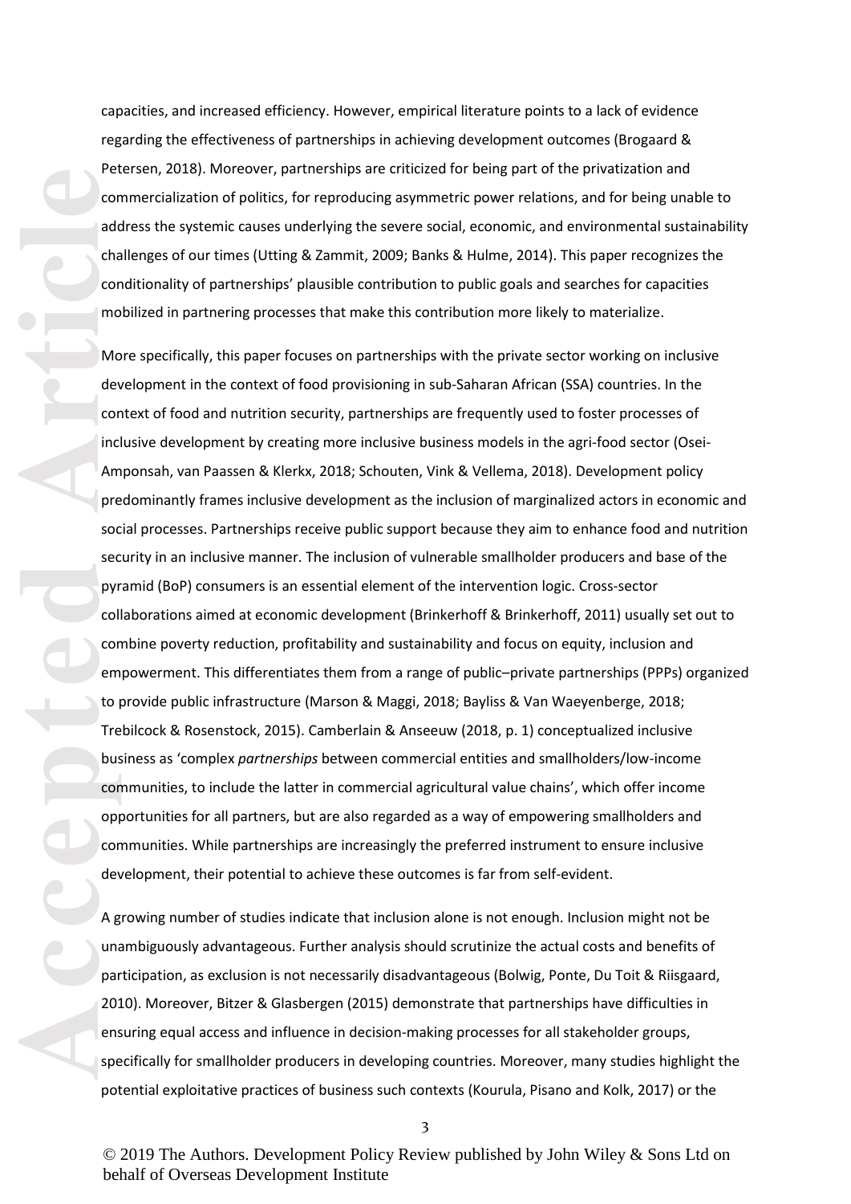capacities, and increased efficiency. However, empirical literature points to a lack of evidence regarding the effectiveness of partnerships in achieving development outcomes (Brogaard & Petersen, 2018). Moreover, partnerships are criticized for being part of the privatization and commercialization of politics, for reproducing asymmetric power relations, and for being unable to address the systemic causes underlying the severe social, economic, and environmental sustainability challenges of our times (Utting & Zammit, 2009; Banks & Hulme, 2014). This paper recognizes the conditionality of partnerships' plausible contribution to public goals and searches for capacities mobilized in partnering processes that make this contribution more likely to materialize.

More specifically, this paper focuses on partnerships with the private sector working on inclusive development in the context of food provisioning in sub-Saharan African (SSA) countries. In the context of food and nutrition security, partnerships are frequently used to foster processes of inclusive development by creating more inclusive business models in the agri-food sector (Osei-Amponsah, van Paassen & Klerkx, 2018; Schouten, Vink & Vellema, 2018). Development policy predominantly frames inclusive development as the inclusion of marginalized actors in economic and social processes. Partnerships receive public support because they aim to enhance food and nutrition security in an inclusive manner. The inclusion of vulnerable smallholder producers and base of the pyramid (BoP) consumers is an essential element of the intervention logic. Cross-sector collaborations aimed at economic development (Brinkerhoff & Brinkerhoff, 2011) usually set out to combine poverty reduction, profitability and sustainability and focus on equity, inclusion and empowerment. This differentiates them from a range of public–private partnerships (PPPs) organized to provide public infrastructure (Marson & Maggi, 2018; Bayliss & Van Waeyenberge, 2018; Trebilcock & Rosenstock, 2015). Camberlain & Anseeuw (2018, p. 1) conceptualized inclusive business as 'complex *partnerships* between commercial entities and smallholders/low-income communities, to include the latter in commercial agricultural value chains', which offer income opportunities for all partners, but are also regarded as a way of empowering smallholders and communities. While partnerships are increasingly the preferred instrument to ensure inclusive development, their potential to achieve these outcomes is far from self-evident.

A growing number of studies indicate that inclusion alone is not enough. Inclusion might not be unambiguously advantageous. Further analysis should scrutinize the actual costs and benefits of participation, as exclusion is not necessarily disadvantageous (Bolwig, Ponte, Du Toit & Riisgaard, 2010). Moreover, Bitzer & Glasbergen (2015) demonstrate that partnerships have difficulties in ensuring equal access and influence in decision-making processes for all stakeholder groups, specifically for smallholder producers in developing countries. Moreover, many studies highlight the potential exploitative practices of business such contexts (Kourula, Pisano and Kolk, 2017) or the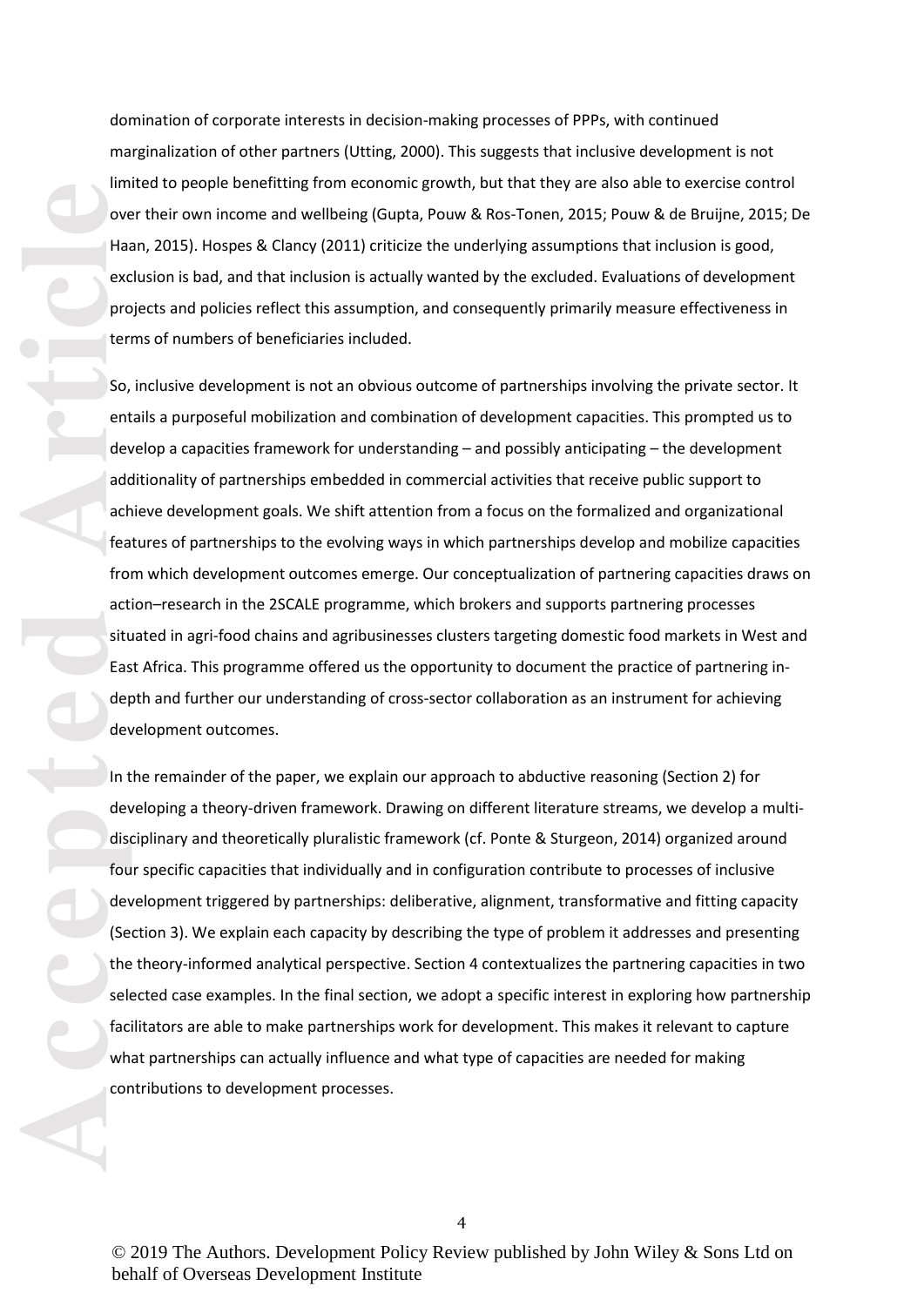domination of corporate interests in decision-making processes of PPPs, with continued marginalization of other partners (Utting, 2000). This suggests that inclusive development is not limited to people benefitting from economic growth, but that they are also able to exercise control over their own income and wellbeing (Gupta, Pouw & Ros-Tonen, 2015; Pouw & de Bruijne, 2015; De Haan, 2015). Hospes & Clancy (2011) criticize the underlying assumptions that inclusion is good, exclusion is bad, and that inclusion is actually wanted by the excluded. Evaluations of development projects and policies reflect this assumption, and consequently primarily measure effectiveness in terms of numbers of beneficiaries included.

So, inclusive development is not an obvious outcome of partnerships involving the private sector. It entails a purposeful mobilization and combination of development capacities. This prompted us to develop a capacities framework for understanding – and possibly anticipating – the development additionality of partnerships embedded in commercial activities that receive public support to achieve development goals. We shift attention from a focus on the formalized and organizational features of partnerships to the evolving ways in which partnerships develop and mobilize capacities from which development outcomes emerge. Our conceptualization of partnering capacities draws on action–research in the 2SCALE programme, which brokers and supports partnering processes situated in agri-food chains and agribusinesses clusters targeting domestic food markets in West and East Africa. This programme offered us the opportunity to document the practice of partnering in-depth and further our understanding of cross-sector collaboration as an instrument for achieving development outcomes.

In the remainder of the paper, we explain our approach to abductive reasoning (Section 2) for developing a theory-driven framework. Drawing on different literature streams, we develop a multi-disciplinary and theoretically pluralistic framework (cf. Ponte & Sturgeon, 2014) organized around four specific capacities that individually and in configuration contribute to processes of inclusive development triggered by partnerships: deliberative, alignment, transformative and fitting capacity (Section 3). We explain each capacity by describing the type of problem it addresses and presenting the theory-informed analytical perspective. Section 4 contextualizes the partnering capacities in two selected case examples. In the final section, we adopt a specific interest in exploring how partnership facilitators are able to make partnerships work for development. This makes it relevant to capture what partnerships can actually influence and what type of capacities are needed for making contributions to development processes.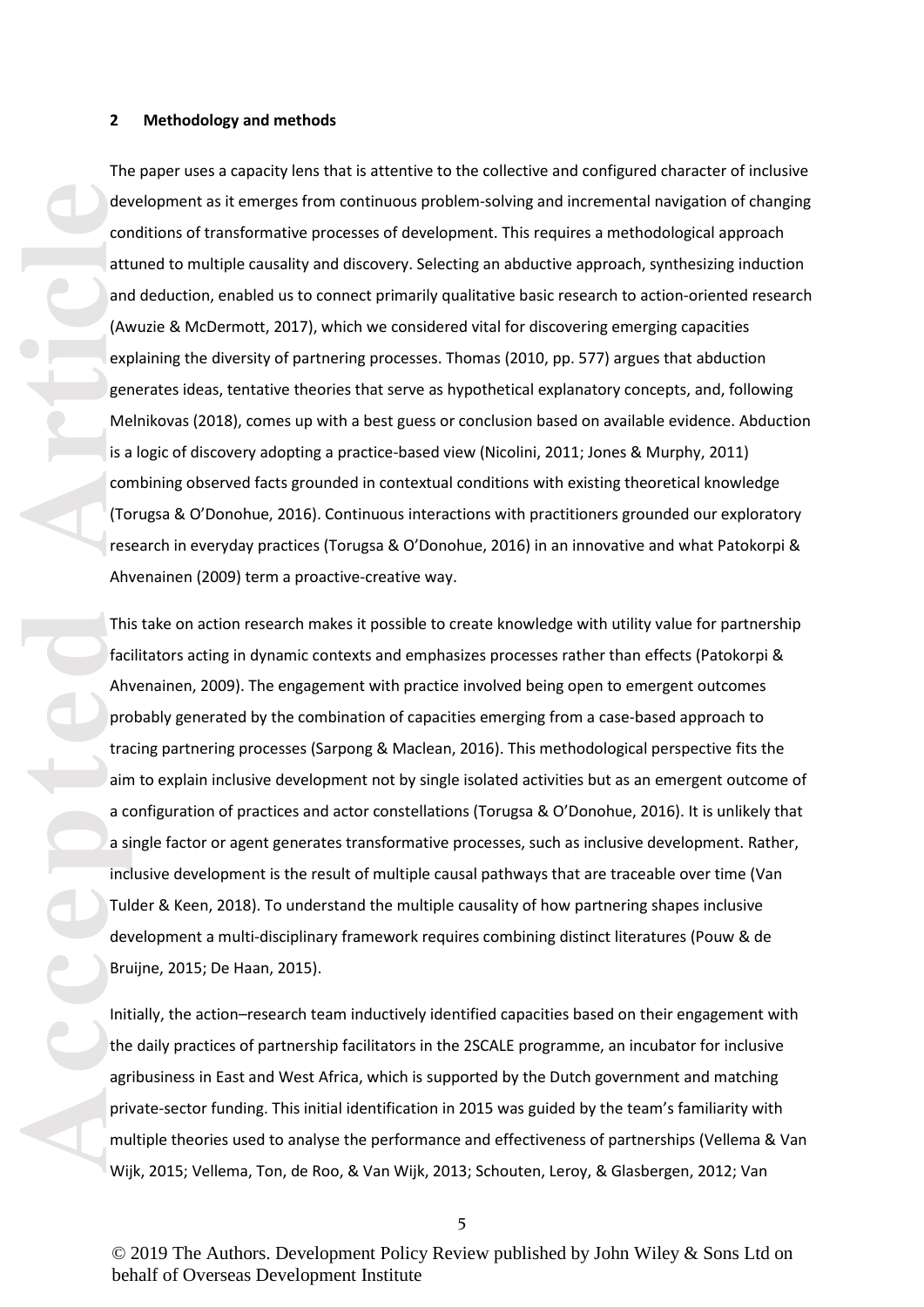## 2 Methodology and methods

The paper uses a capacity lens that is attentive to the collective and configured character of inclusive development as it emerges from continuous problem-solving and incremental navigation of changing conditions of transformative processes of development. This requires a methodological approach attuned to multiple causality and discovery. Selecting an abductive approach, synthesizing induction and deduction, enabled us to connect primarily qualitative basic research to action-oriented research (Awuzie & McDermott, 2017), which we considered vital for discovering emerging capacities explaining the diversity of partnering processes. Thomas (2010, pp. 577) argues that abduction generates ideas, tentative theories that serve as hypothetical explanatory concepts, and, following Melnikovas (2018), comes up with a best guess or conclusion based on available evidence. Abduction is a logic of discovery adopting a practice-based view (Nicolini, 2011; Jones & Murphy, 2011) combining observed facts grounded in contextual conditions with existing theoretical knowledge (Torugsa & O'Donohue, 2016). Continuous interactions with practitioners grounded our exploratory research in everyday practices (Torugsa & O'Donohue, 2016) in an innovative and what Patokorpi & Ahvenainen (2009) term a proactive-creative way.

This take on action research makes it possible to create knowledge with utility value for partnership facilitators acting in dynamic contexts and emphasizes processes rather than effects (Patokorpi & Ahvenainen, 2009). The engagement with practice involved being open to emergent outcomes probably generated by the combination of capacities emerging from a case-based approach to tracing partnering processes (Sarpong & Maclean, 2016). This methodological perspective fits the aim to explain inclusive development not by single isolated activities but as an emergent outcome of a configuration of practices and actor constellations (Torugsa & O'Donohue, 2016). It is unlikely that a single factor or agent generates transformative processes, such as inclusive development. Rather, inclusive development is the result of multiple causal pathways that are traceable over time (Van Tulder & Keen, 2018). To understand the multiple causality of how partnering shapes inclusive development a multi-disciplinary framework requires combining distinct literatures (Pouw & de Bruijne, 2015; De Haan, 2015).

Initially, the action–research team inductively identified capacities based on their engagement with the daily practices of partnership facilitators in the 2SCALE programme, an incubator for inclusive agribusiness in East and West Africa, which is supported by the Dutch government and matching private-sector funding. This initial identification in 2015 was guided by the team's familiarity with multiple theories used to analyse the performance and effectiveness of partnerships (Vellema & Van Wijk, 2015; Vellema, Ton, de Roo, & Van Wijk, 2013; Schouten, Leroy, & Glasbergen, 2012; Van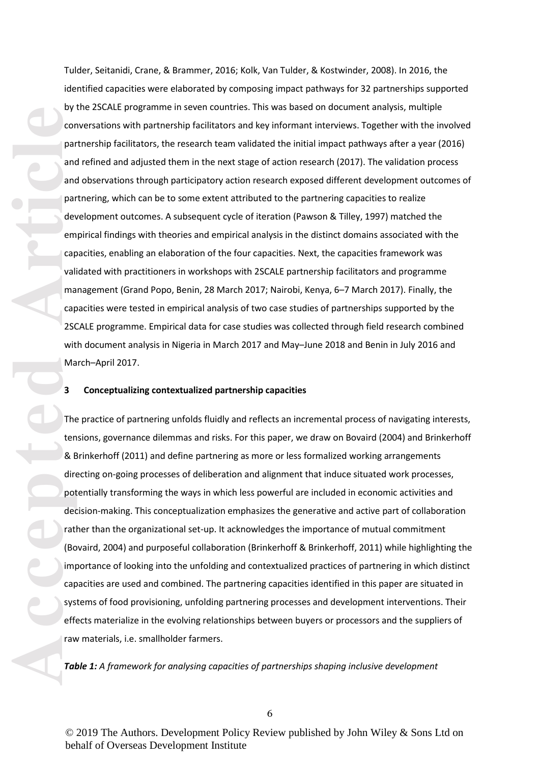Tulder, Seitanidi, Crane, & Brammer, 2016; Kolk, Van Tulder, & Kostwinder, 2008). In 2016, the identified capacities were elaborated by composing impact pathways for 32 partnerships supported by the 2SCALE programme in seven countries. This was based on document analysis, multiple conversations with partnership facilitators and key informant interviews. Together with the involved partnership facilitators, the research team validated the initial impact pathways after a year (2016) and refined and adjusted them in the next stage of action research (2017). The validation process and observations through participatory action research exposed different development outcomes of partnering, which can be to some extent attributed to the partnering capacities to realize development outcomes. A subsequent cycle of iteration (Pawson & Tilley, 1997) matched the empirical findings with theories and empirical analysis in the distinct domains associated with the capacities, enabling an elaboration of the four capacities. Next, the capacities framework was validated with practitioners in workshops with 2SCALE partnership facilitators and programme management (Grand Popo, Benin, 28 March 2017; Nairobi, Kenya, 6–7 March 2017). Finally, the capacities were tested in empirical analysis of two case studies of partnerships supported by the 2SCALE programme. Empirical data for case studies was collected through field research combined with document analysis in Nigeria in March 2017 and May–June 2018 and Benin in July 2016 and March–April 2017.

## 3 Conceptualizing contextualized partnership capacities

The practice of partnering unfolds fluidly and reflects an incremental process of navigating interests, tensions, governance dilemmas and risks. For this paper, we draw on Bovaird (2004) and Brinkerhoff & Brinkerhoff (2011) and define partnering as more or less formalized working arrangements directing on-going processes of deliberation and alignment that induce situated work processes, potentially transforming the ways in which less powerful are included in economic activities and decision-making. This conceptualization emphasizes the generative and active part of collaboration rather than the organizational set-up. It acknowledges the importance of mutual commitment (Bovaird, 2004) and purposeful collaboration (Brinkerhoff & Brinkerhoff, 2011) while highlighting the importance of looking into the unfolding and contextualized practices of partnering in which distinct capacities are used and combined. The partnering capacities identified in this paper are situated in systems of food provisioning, unfolding partnering processes and development interventions. Their effects materialize in the evolving relationships between buyers or processors and the suppliers of raw materials, i.e. smallholder farmers.

***Table 1:*** *A framework for analysing capacities of partnerships shaping inclusive development*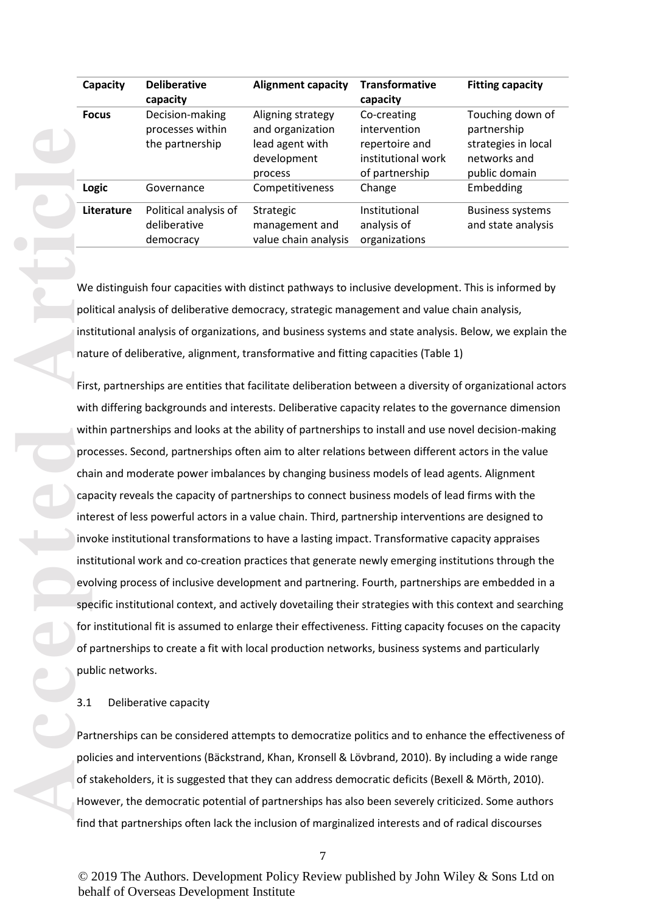| Capacity | Deliberative capacity | Alignment capacity | Transformative capacity | Fitting capacity |
|---|---|---|---|---|
| **Focus** | Decision-making processes within the partnership | Aligning strategy and organization lead agent with development process | Co-creating intervention repertoire and institutional work of partnership | Touching down of partnership strategies in local networks and public domain |
| **Logic** | Governance | Competitiveness | Change | Embedding |
| **Literature** | Political analysis of deliberative democracy | Strategic management and value chain analysis | Institutional analysis of organizations | Business systems and state analysis |

We distinguish four capacities with distinct pathways to inclusive development. This is informed by political analysis of deliberative democracy, strategic management and value chain analysis, institutional analysis of organizations, and business systems and state analysis. Below, we explain the nature of deliberative, alignment, transformative and fitting capacities (Table 1)

First, partnerships are entities that facilitate deliberation between a diversity of organizational actors with differing backgrounds and interests. Deliberative capacity relates to the governance dimension within partnerships and looks at the ability of partnerships to install and use novel decision-making processes. Second, partnerships often aim to alter relations between different actors in the value chain and moderate power imbalances by changing business models of lead agents. Alignment capacity reveals the capacity of partnerships to connect business models of lead firms with the interest of less powerful actors in a value chain. Third, partnership interventions are designed to invoke institutional transformations to have a lasting impact. Transformative capacity appraises institutional work and co-creation practices that generate newly emerging institutions through the evolving process of inclusive development and partnering. Fourth, partnerships are embedded in a specific institutional context, and actively dovetailing their strategies with this context and searching for institutional fit is assumed to enlarge their effectiveness. Fitting capacity focuses on the capacity of partnerships to create a fit with local production networks, business systems and particularly public networks.

### 3.1 Deliberative capacity

Partnerships can be considered attempts to democratize politics and to enhance the effectiveness of policies and interventions (Bäckstrand, Khan, Kronsell & Lövbrand, 2010). By including a wide range of stakeholders, it is suggested that they can address democratic deficits (Bexell & Mörth, 2010). However, the democratic potential of partnerships has also been severely criticized. Some authors find that partnerships often lack the inclusion of marginalized interests and of radical discourses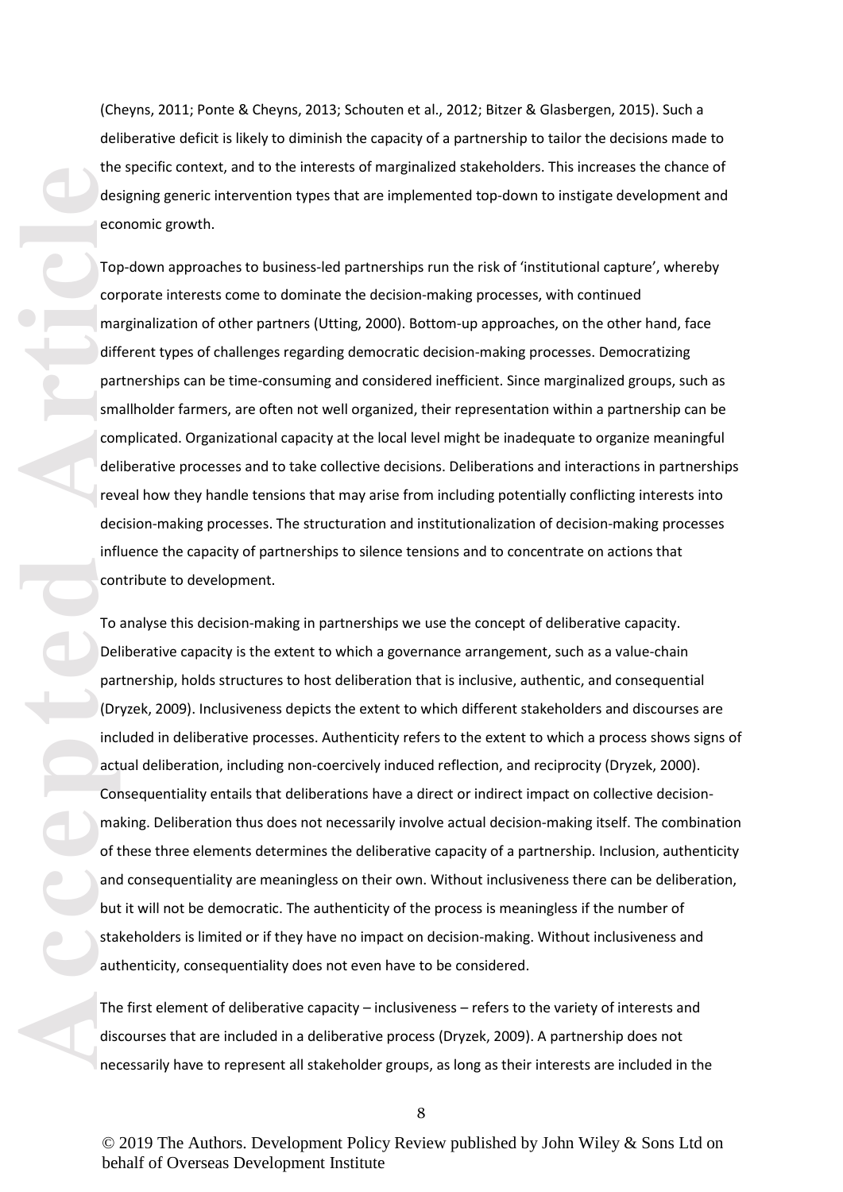(Cheyns, 2011; Ponte & Cheyns, 2013; Schouten et al., 2012; Bitzer & Glasbergen, 2015). Such a deliberative deficit is likely to diminish the capacity of a partnership to tailor the decisions made to the specific context, and to the interests of marginalized stakeholders. This increases the chance of designing generic intervention types that are implemented top-down to instigate development and economic growth.

Top-down approaches to business-led partnerships run the risk of 'institutional capture', whereby corporate interests come to dominate the decision-making processes, with continued marginalization of other partners (Utting, 2000). Bottom-up approaches, on the other hand, face different types of challenges regarding democratic decision-making processes. Democratizing partnerships can be time-consuming and considered inefficient. Since marginalized groups, such as smallholder farmers, are often not well organized, their representation within a partnership can be complicated. Organizational capacity at the local level might be inadequate to organize meaningful deliberative processes and to take collective decisions. Deliberations and interactions in partnerships reveal how they handle tensions that may arise from including potentially conflicting interests into decision-making processes. The structuration and institutionalization of decision-making processes influence the capacity of partnerships to silence tensions and to concentrate on actions that contribute to development.

To analyse this decision-making in partnerships we use the concept of deliberative capacity. Deliberative capacity is the extent to which a governance arrangement, such as a value-chain partnership, holds structures to host deliberation that is inclusive, authentic, and consequential (Dryzek, 2009). Inclusiveness depicts the extent to which different stakeholders and discourses are included in deliberative processes. Authenticity refers to the extent to which a process shows signs of actual deliberation, including non-coercively induced reflection, and reciprocity (Dryzek, 2000). Consequentiality entails that deliberations have a direct or indirect impact on collective decision-making. Deliberation thus does not necessarily involve actual decision-making itself. The combination of these three elements determines the deliberative capacity of a partnership. Inclusion, authenticity and consequentiality are meaningless on their own. Without inclusiveness there can be deliberation, but it will not be democratic. The authenticity of the process is meaningless if the number of stakeholders is limited or if they have no impact on decision-making. Without inclusiveness and authenticity, consequentiality does not even have to be considered.

The first element of deliberative capacity – inclusiveness – refers to the variety of interests and discourses that are included in a deliberative process (Dryzek, 2009). A partnership does not necessarily have to represent all stakeholder groups, as long as their interests are included in the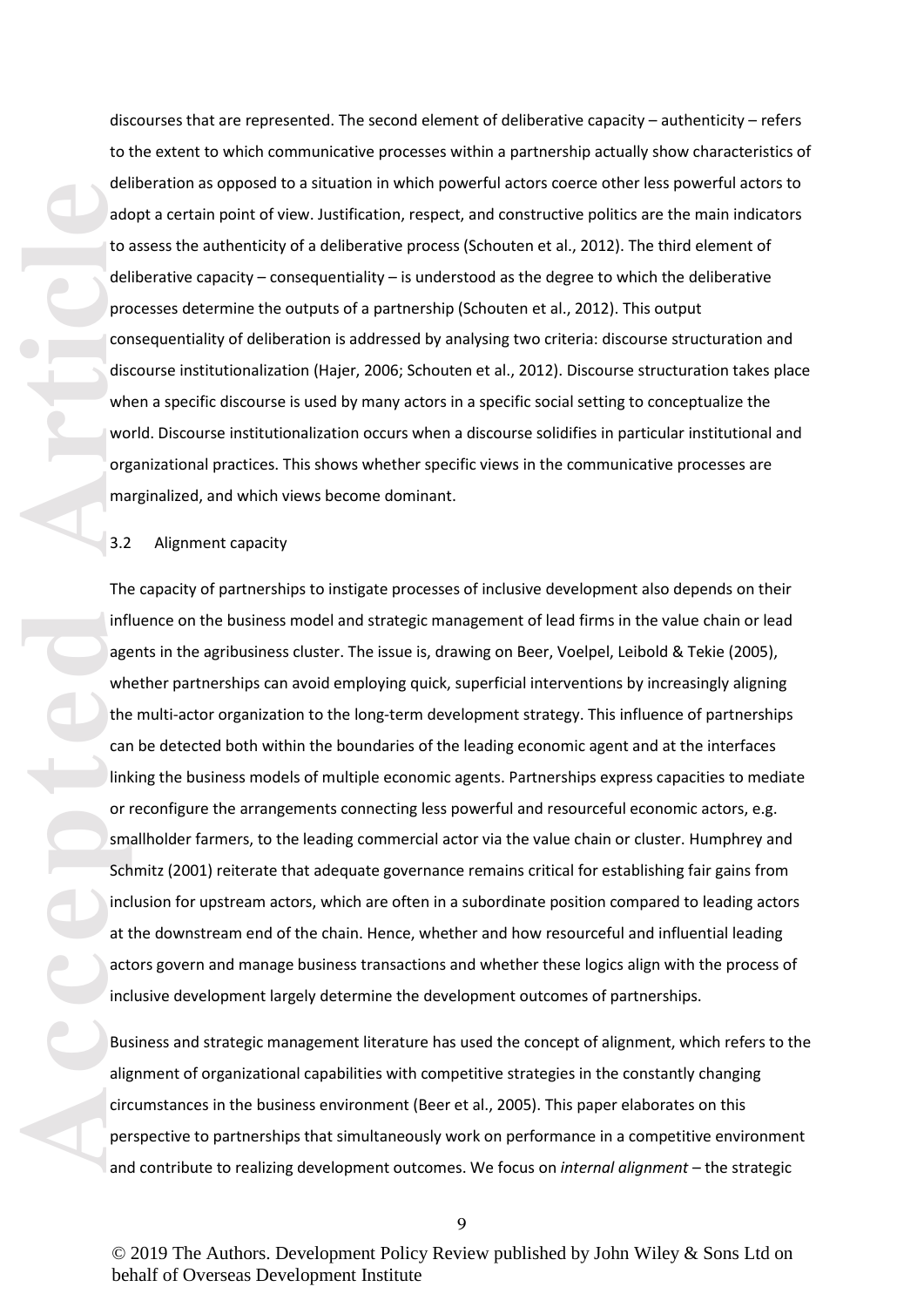discourses that are represented. The second element of deliberative capacity – authenticity – refers to the extent to which communicative processes within a partnership actually show characteristics of deliberation as opposed to a situation in which powerful actors coerce other less powerful actors to adopt a certain point of view. Justification, respect, and constructive politics are the main indicators to assess the authenticity of a deliberative process (Schouten et al., 2012). The third element of deliberative capacity – consequentiality – is understood as the degree to which the deliberative processes determine the outputs of a partnership (Schouten et al., 2012). This output consequentiality of deliberation is addressed by analysing two criteria: discourse structuration and discourse institutionalization (Hajer, 2006; Schouten et al., 2012). Discourse structuration takes place when a specific discourse is used by many actors in a specific social setting to conceptualize the world. Discourse institutionalization occurs when a discourse solidifies in particular institutional and organizational practices. This shows whether specific views in the communicative processes are marginalized, and which views become dominant.

### 3.2 Alignment capacity

The capacity of partnerships to instigate processes of inclusive development also depends on their influence on the business model and strategic management of lead firms in the value chain or lead agents in the agribusiness cluster. The issue is, drawing on Beer, Voelpel, Leibold & Tekie (2005), whether partnerships can avoid employing quick, superficial interventions by increasingly aligning the multi-actor organization to the long-term development strategy. This influence of partnerships can be detected both within the boundaries of the leading economic agent and at the interfaces linking the business models of multiple economic agents. Partnerships express capacities to mediate or reconfigure the arrangements connecting less powerful and resourceful economic actors, e.g. smallholder farmers, to the leading commercial actor via the value chain or cluster. Humphrey and Schmitz (2001) reiterate that adequate governance remains critical for establishing fair gains from inclusion for upstream actors, which are often in a subordinate position compared to leading actors at the downstream end of the chain. Hence, whether and how resourceful and influential leading actors govern and manage business transactions and whether these logics align with the process of inclusive development largely determine the development outcomes of partnerships.

Business and strategic management literature has used the concept of alignment, which refers to the alignment of organizational capabilities with competitive strategies in the constantly changing circumstances in the business environment (Beer et al., 2005). This paper elaborates on this perspective to partnerships that simultaneously work on performance in a competitive environment and contribute to realizing development outcomes. We focus on *internal alignment* – the strategic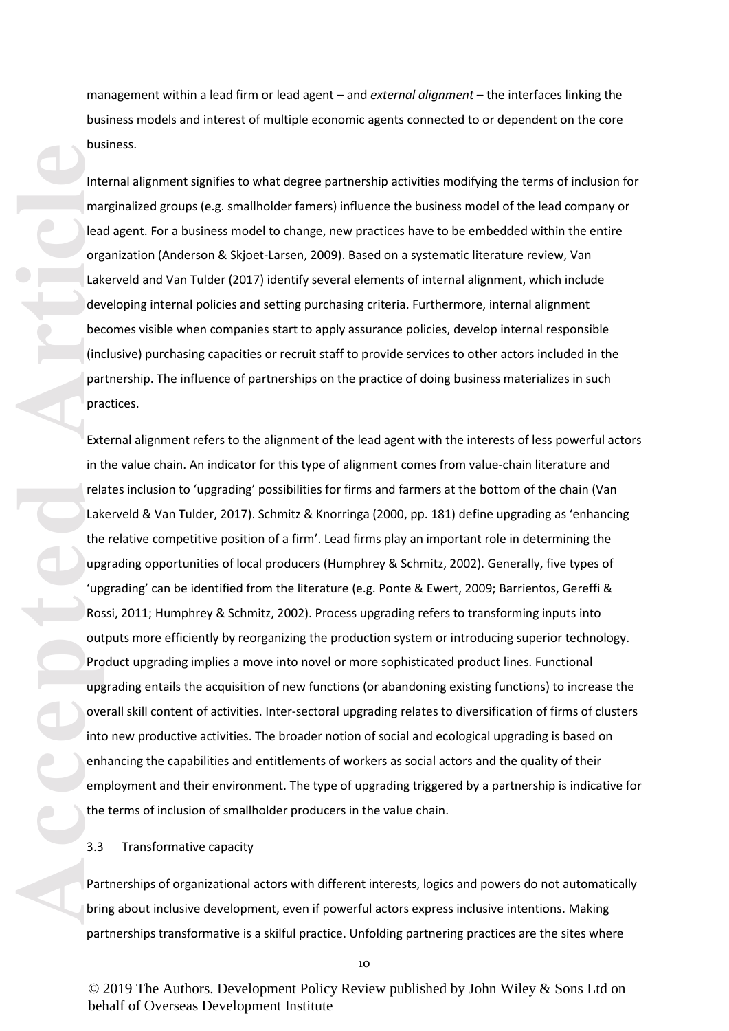management within a lead firm or lead agent – and *external alignment* – the interfaces linking the business models and interest of multiple economic agents connected to or dependent on the core business.

Internal alignment signifies to what degree partnership activities modifying the terms of inclusion for marginalized groups (e.g. smallholder famers) influence the business model of the lead company or lead agent. For a business model to change, new practices have to be embedded within the entire organization (Anderson & Skjoet-Larsen, 2009). Based on a systematic literature review, Van Lakerveld and Van Tulder (2017) identify several elements of internal alignment, which include developing internal policies and setting purchasing criteria. Furthermore, internal alignment becomes visible when companies start to apply assurance policies, develop internal responsible (inclusive) purchasing capacities or recruit staff to provide services to other actors included in the partnership. The influence of partnerships on the practice of doing business materializes in such practices.

External alignment refers to the alignment of the lead agent with the interests of less powerful actors in the value chain. An indicator for this type of alignment comes from value-chain literature and relates inclusion to 'upgrading' possibilities for firms and farmers at the bottom of the chain (Van Lakerveld & Van Tulder, 2017). Schmitz & Knorringa (2000, pp. 181) define upgrading as 'enhancing the relative competitive position of a firm'. Lead firms play an important role in determining the upgrading opportunities of local producers (Humphrey & Schmitz, 2002). Generally, five types of 'upgrading' can be identified from the literature (e.g. Ponte & Ewert, 2009; Barrientos, Gereffi & Rossi, 2011; Humphrey & Schmitz, 2002). Process upgrading refers to transforming inputs into outputs more efficiently by reorganizing the production system or introducing superior technology. Product upgrading implies a move into novel or more sophisticated product lines. Functional upgrading entails the acquisition of new functions (or abandoning existing functions) to increase the overall skill content of activities. Inter-sectoral upgrading relates to diversification of firms of clusters into new productive activities. The broader notion of social and ecological upgrading is based on enhancing the capabilities and entitlements of workers as social actors and the quality of their employment and their environment. The type of upgrading triggered by a partnership is indicative for the terms of inclusion of smallholder producers in the value chain.

### 3.3 Transformative capacity

Partnerships of organizational actors with different interests, logics and powers do not automatically bring about inclusive development, even if powerful actors express inclusive intentions. Making partnerships transformative is a skilful practice. Unfolding partnering practices are the sites where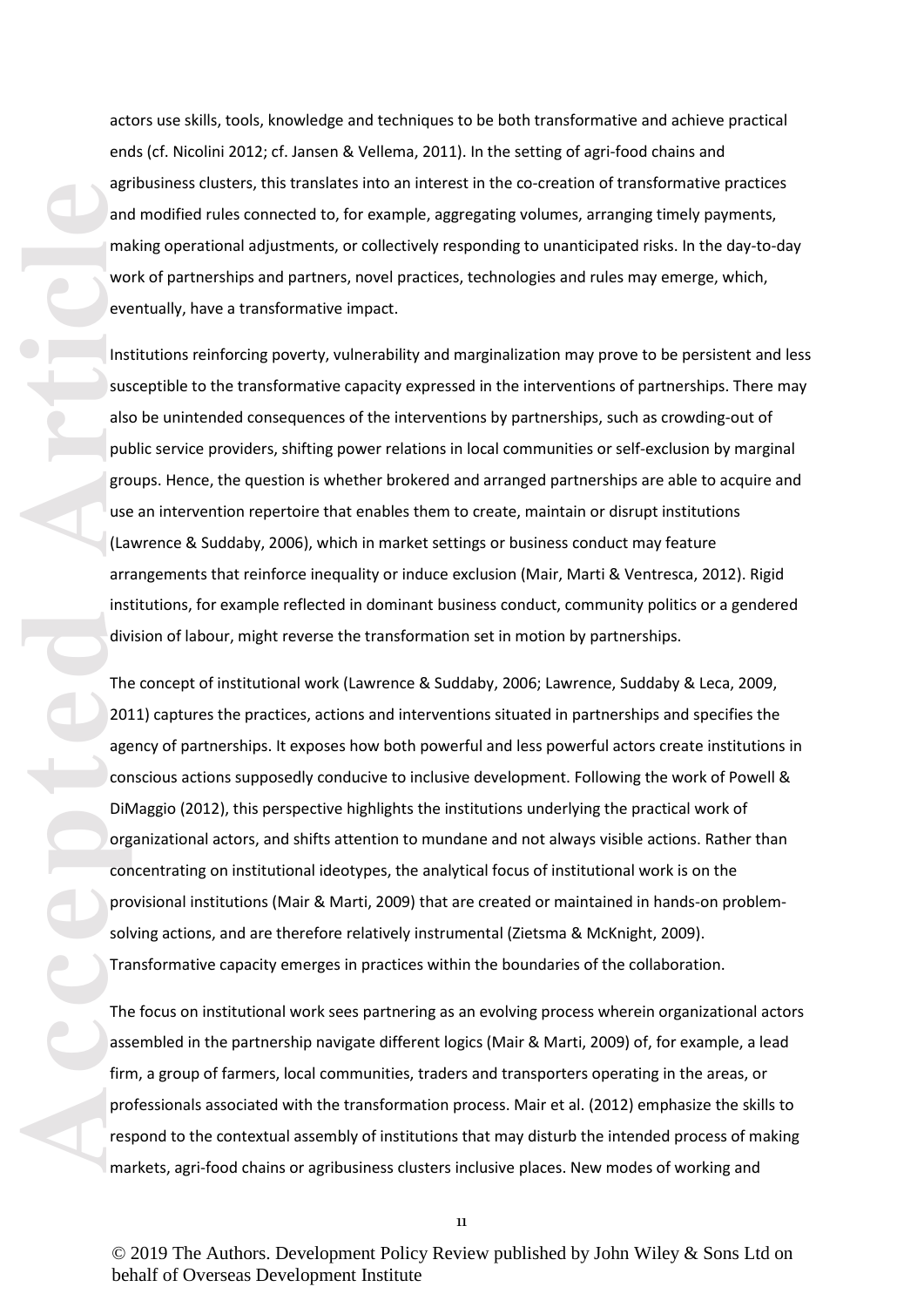actors use skills, tools, knowledge and techniques to be both transformative and achieve practical ends (cf. Nicolini 2012; cf. Jansen & Vellema, 2011). In the setting of agri-food chains and agribusiness clusters, this translates into an interest in the co-creation of transformative practices and modified rules connected to, for example, aggregating volumes, arranging timely payments, making operational adjustments, or collectively responding to unanticipated risks. In the day-to-day work of partnerships and partners, novel practices, technologies and rules may emerge, which, eventually, have a transformative impact.

Institutions reinforcing poverty, vulnerability and marginalization may prove to be persistent and less susceptible to the transformative capacity expressed in the interventions of partnerships. There may also be unintended consequences of the interventions by partnerships, such as crowding-out of public service providers, shifting power relations in local communities or self-exclusion by marginal groups. Hence, the question is whether brokered and arranged partnerships are able to acquire and use an intervention repertoire that enables them to create, maintain or disrupt institutions (Lawrence & Suddaby, 2006), which in market settings or business conduct may feature arrangements that reinforce inequality or induce exclusion (Mair, Marti & Ventresca, 2012). Rigid institutions, for example reflected in dominant business conduct, community politics or a gendered division of labour, might reverse the transformation set in motion by partnerships.

The concept of institutional work (Lawrence & Suddaby, 2006; Lawrence, Suddaby & Leca, 2009, 2011) captures the practices, actions and interventions situated in partnerships and specifies the agency of partnerships. It exposes how both powerful and less powerful actors create institutions in conscious actions supposedly conducive to inclusive development. Following the work of Powell & DiMaggio (2012), this perspective highlights the institutions underlying the practical work of organizational actors, and shifts attention to mundane and not always visible actions. Rather than concentrating on institutional ideotypes, the analytical focus of institutional work is on the provisional institutions (Mair & Marti, 2009) that are created or maintained in hands-on problem-solving actions, and are therefore relatively instrumental (Zietsma & McKnight, 2009). Transformative capacity emerges in practices within the boundaries of the collaboration.

The focus on institutional work sees partnering as an evolving process wherein organizational actors assembled in the partnership navigate different logics (Mair & Marti, 2009) of, for example, a lead firm, a group of farmers, local communities, traders and transporters operating in the areas, or professionals associated with the transformation process. Mair et al. (2012) emphasize the skills to respond to the contextual assembly of institutions that may disturb the intended process of making markets, agri-food chains or agribusiness clusters inclusive places. New modes of working and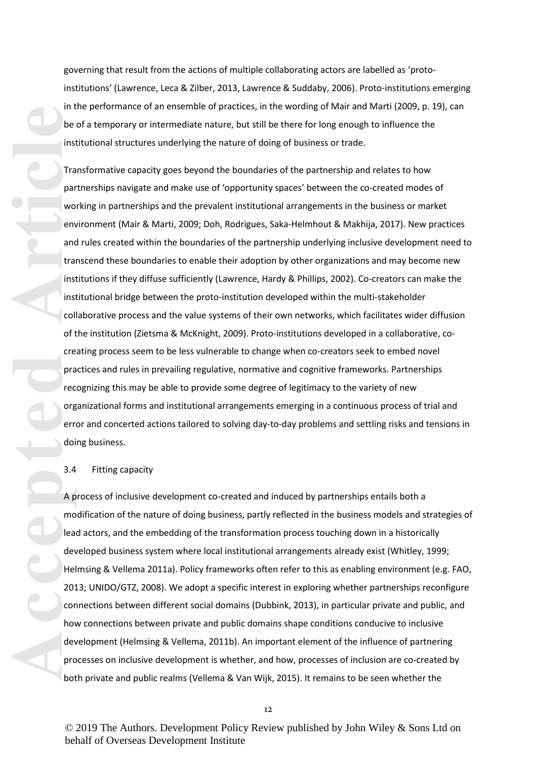governing that result from the actions of multiple collaborating actors are labelled as 'proto-institutions' (Lawrence, Leca & Zilber, 2013, Lawrence & Suddaby, 2006). Proto-institutions emerging in the performance of an ensemble of practices, in the wording of Mair and Marti (2009, p. 19), can be of a temporary or intermediate nature, but still be there for long enough to influence the institutional structures underlying the nature of doing of business or trade.

Transformative capacity goes beyond the boundaries of the partnership and relates to how partnerships navigate and make use of 'opportunity spaces' between the co-created modes of working in partnerships and the prevalent institutional arrangements in the business or market environment (Mair & Marti, 2009; Doh, Rodrigues, Saka-Helmhout & Makhija, 2017). New practices and rules created within the boundaries of the partnership underlying inclusive development need to transcend these boundaries to enable their adoption by other organizations and may become new institutions if they diffuse sufficiently (Lawrence, Hardy & Phillips, 2002). Co-creators can make the institutional bridge between the proto-institution developed within the multi-stakeholder collaborative process and the value systems of their own networks, which facilitates wider diffusion of the institution (Zietsma & McKnight, 2009). Proto-institutions developed in a collaborative, co-creating process seem to be less vulnerable to change when co-creators seek to embed novel practices and rules in prevailing regulative, normative and cognitive frameworks. Partnerships recognizing this may be able to provide some degree of legitimacy to the variety of new organizational forms and institutional arrangements emerging in a continuous process of trial and error and concerted actions tailored to solving day-to-day problems and settling risks and tensions in doing business.

### 3.4 Fitting capacity

A process of inclusive development co-created and induced by partnerships entails both a modification of the nature of doing business, partly reflected in the business models and strategies of lead actors, and the embedding of the transformation process touching down in a historically developed business system where local institutional arrangements already exist (Whitley, 1999; Helmsing & Vellema 2011a). Policy frameworks often refer to this as enabling environment (e.g. FAO, 2013; UNIDO/GTZ, 2008). We adopt a specific interest in exploring whether partnerships reconfigure connections between different social domains (Dubbink, 2013), in particular private and public, and how connections between private and public domains shape conditions conducive to inclusive development (Helmsing & Vellema, 2011b). An important element of the influence of partnering processes on inclusive development is whether, and how, processes of inclusion are co-created by both private and public realms (Vellema & Van Wijk, 2015). It remains to be seen whether the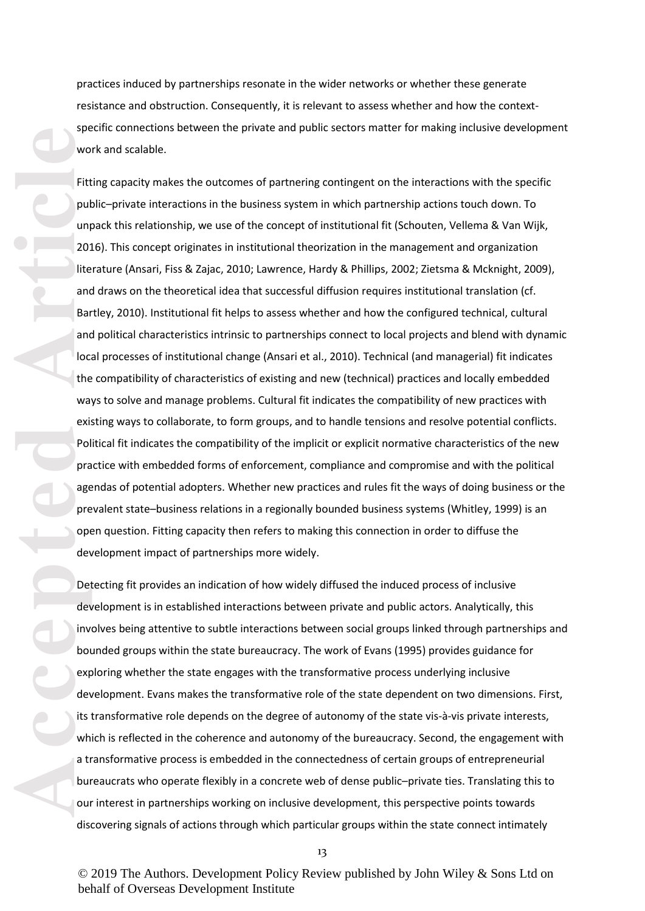practices induced by partnerships resonate in the wider networks or whether these generate resistance and obstruction. Consequently, it is relevant to assess whether and how the context-specific connections between the private and public sectors matter for making inclusive development work and scalable.

Fitting capacity makes the outcomes of partnering contingent on the interactions with the specific public–private interactions in the business system in which partnership actions touch down. To unpack this relationship, we use of the concept of institutional fit (Schouten, Vellema & Van Wijk, 2016). This concept originates in institutional theorization in the management and organization literature (Ansari, Fiss & Zajac, 2010; Lawrence, Hardy & Phillips, 2002; Zietsma & Mcknight, 2009), and draws on the theoretical idea that successful diffusion requires institutional translation (cf. Bartley, 2010). Institutional fit helps to assess whether and how the configured technical, cultural and political characteristics intrinsic to partnerships connect to local projects and blend with dynamic local processes of institutional change (Ansari et al., 2010). Technical (and managerial) fit indicates the compatibility of characteristics of existing and new (technical) practices and locally embedded ways to solve and manage problems. Cultural fit indicates the compatibility of new practices with existing ways to collaborate, to form groups, and to handle tensions and resolve potential conflicts. Political fit indicates the compatibility of the implicit or explicit normative characteristics of the new practice with embedded forms of enforcement, compliance and compromise and with the political agendas of potential adopters. Whether new practices and rules fit the ways of doing business or the prevalent state–business relations in a regionally bounded business systems (Whitley, 1999) is an open question. Fitting capacity then refers to making this connection in order to diffuse the development impact of partnerships more widely.

Detecting fit provides an indication of how widely diffused the induced process of inclusive development is in established interactions between private and public actors. Analytically, this involves being attentive to subtle interactions between social groups linked through partnerships and bounded groups within the state bureaucracy. The work of Evans (1995) provides guidance for exploring whether the state engages with the transformative process underlying inclusive development. Evans makes the transformative role of the state dependent on two dimensions. First, its transformative role depends on the degree of autonomy of the state vis-à-vis private interests, which is reflected in the coherence and autonomy of the bureaucracy. Second, the engagement with a transformative process is embedded in the connectedness of certain groups of entrepreneurial bureaucrats who operate flexibly in a concrete web of dense public–private ties. Translating this to our interest in partnerships working on inclusive development, this perspective points towards discovering signals of actions through which particular groups within the state connect intimately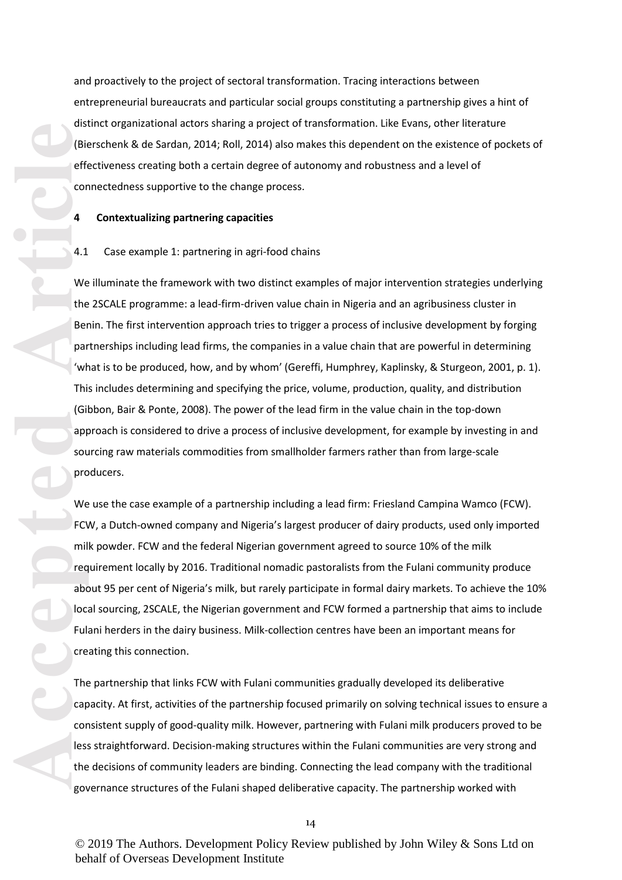and proactively to the project of sectoral transformation. Tracing interactions between entrepreneurial bureaucrats and particular social groups constituting a partnership gives a hint of distinct organizational actors sharing a project of transformation. Like Evans, other literature (Bierschenk & de Sardan, 2014; Roll, 2014) also makes this dependent on the existence of pockets of effectiveness creating both a certain degree of autonomy and robustness and a level of connectedness supportive to the change process.

## 4 Contextualizing partnering capacities

### 4.1 Case example 1: partnering in agri-food chains

We illuminate the framework with two distinct examples of major intervention strategies underlying the 2SCALE programme: a lead-firm-driven value chain in Nigeria and an agribusiness cluster in Benin. The first intervention approach tries to trigger a process of inclusive development by forging partnerships including lead firms, the companies in a value chain that are powerful in determining 'what is to be produced, how, and by whom' (Gereffi, Humphrey, Kaplinsky, & Sturgeon, 2001, p. 1). This includes determining and specifying the price, volume, production, quality, and distribution (Gibbon, Bair & Ponte, 2008). The power of the lead firm in the value chain in the top-down approach is considered to drive a process of inclusive development, for example by investing in and sourcing raw materials commodities from smallholder farmers rather than from large-scale producers.

We use the case example of a partnership including a lead firm: Friesland Campina Wamco (FCW). FCW, a Dutch-owned company and Nigeria's largest producer of dairy products, used only imported milk powder. FCW and the federal Nigerian government agreed to source 10% of the milk requirement locally by 2016. Traditional nomadic pastoralists from the Fulani community produce about 95 per cent of Nigeria's milk, but rarely participate in formal dairy markets. To achieve the 10% local sourcing, 2SCALE, the Nigerian government and FCW formed a partnership that aims to include Fulani herders in the dairy business. Milk-collection centres have been an important means for creating this connection.

The partnership that links FCW with Fulani communities gradually developed its deliberative capacity. At first, activities of the partnership focused primarily on solving technical issues to ensure a consistent supply of good-quality milk. However, partnering with Fulani milk producers proved to be less straightforward. Decision-making structures within the Fulani communities are very strong and the decisions of community leaders are binding. Connecting the lead company with the traditional governance structures of the Fulani shaped deliberative capacity. The partnership worked with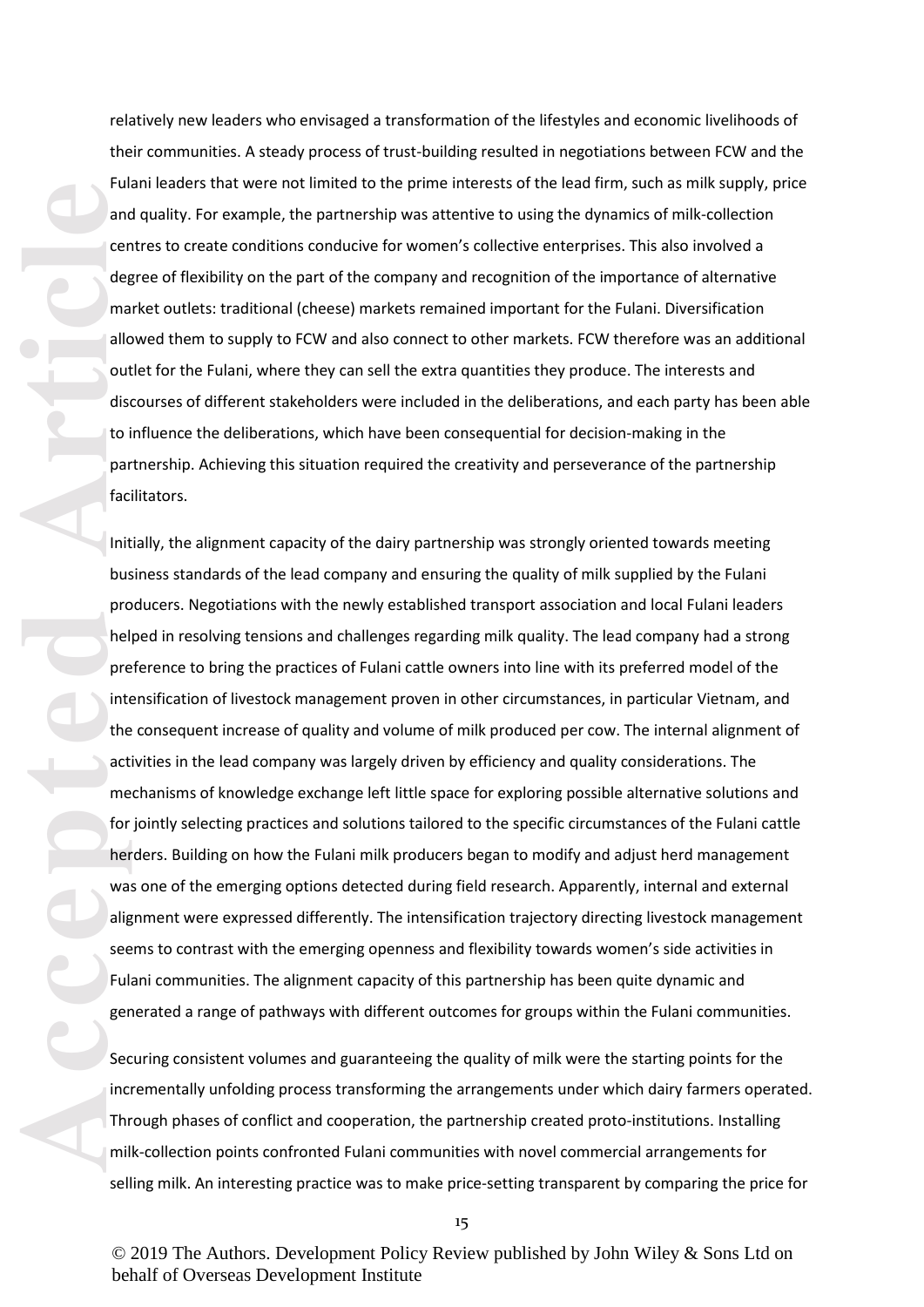relatively new leaders who envisaged a transformation of the lifestyles and economic livelihoods of their communities. A steady process of trust-building resulted in negotiations between FCW and the Fulani leaders that were not limited to the prime interests of the lead firm, such as milk supply, price and quality. For example, the partnership was attentive to using the dynamics of milk-collection centres to create conditions conducive for women's collective enterprises. This also involved a degree of flexibility on the part of the company and recognition of the importance of alternative market outlets: traditional (cheese) markets remained important for the Fulani. Diversification allowed them to supply to FCW and also connect to other markets. FCW therefore was an additional outlet for the Fulani, where they can sell the extra quantities they produce. The interests and discourses of different stakeholders were included in the deliberations, and each party has been able to influence the deliberations, which have been consequential for decision-making in the partnership. Achieving this situation required the creativity and perseverance of the partnership facilitators.

Initially, the alignment capacity of the dairy partnership was strongly oriented towards meeting business standards of the lead company and ensuring the quality of milk supplied by the Fulani producers. Negotiations with the newly established transport association and local Fulani leaders helped in resolving tensions and challenges regarding milk quality. The lead company had a strong preference to bring the practices of Fulani cattle owners into line with its preferred model of the intensification of livestock management proven in other circumstances, in particular Vietnam, and the consequent increase of quality and volume of milk produced per cow. The internal alignment of activities in the lead company was largely driven by efficiency and quality considerations. The mechanisms of knowledge exchange left little space for exploring possible alternative solutions and for jointly selecting practices and solutions tailored to the specific circumstances of the Fulani cattle herders. Building on how the Fulani milk producers began to modify and adjust herd management was one of the emerging options detected during field research. Apparently, internal and external alignment were expressed differently. The intensification trajectory directing livestock management seems to contrast with the emerging openness and flexibility towards women's side activities in Fulani communities. The alignment capacity of this partnership has been quite dynamic and generated a range of pathways with different outcomes for groups within the Fulani communities.

Securing consistent volumes and guaranteeing the quality of milk were the starting points for the incrementally unfolding process transforming the arrangements under which dairy farmers operated. Through phases of conflict and cooperation, the partnership created proto-institutions. Installing milk-collection points confronted Fulani communities with novel commercial arrangements for selling milk. An interesting practice was to make price-setting transparent by comparing the price for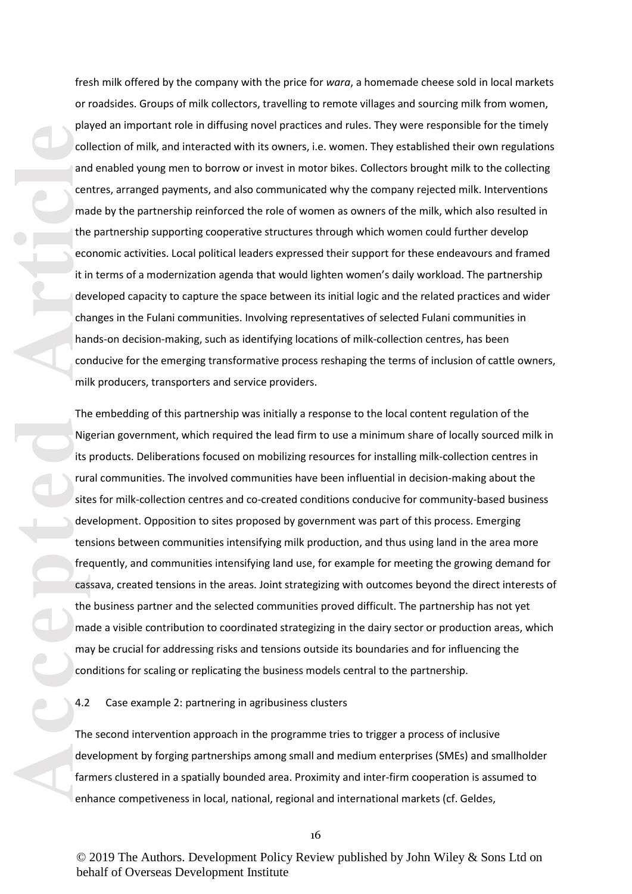fresh milk offered by the company with the price for *wara*, a homemade cheese sold in local markets or roadsides. Groups of milk collectors, travelling to remote villages and sourcing milk from women, played an important role in diffusing novel practices and rules. They were responsible for the timely collection of milk, and interacted with its owners, i.e. women. They established their own regulations and enabled young men to borrow or invest in motor bikes. Collectors brought milk to the collecting centres, arranged payments, and also communicated why the company rejected milk. Interventions made by the partnership reinforced the role of women as owners of the milk, which also resulted in the partnership supporting cooperative structures through which women could further develop economic activities. Local political leaders expressed their support for these endeavours and framed it in terms of a modernization agenda that would lighten women's daily workload. The partnership developed capacity to capture the space between its initial logic and the related practices and wider changes in the Fulani communities. Involving representatives of selected Fulani communities in hands-on decision-making, such as identifying locations of milk-collection centres, has been conducive for the emerging transformative process reshaping the terms of inclusion of cattle owners, milk producers, transporters and service providers.

The embedding of this partnership was initially a response to the local content regulation of the Nigerian government, which required the lead firm to use a minimum share of locally sourced milk in its products. Deliberations focused on mobilizing resources for installing milk-collection centres in rural communities. The involved communities have been influential in decision-making about the sites for milk-collection centres and co-created conditions conducive for community-based business development. Opposition to sites proposed by government was part of this process. Emerging tensions between communities intensifying milk production, and thus using land in the area more frequently, and communities intensifying land use, for example for meeting the growing demand for cassava, created tensions in the areas. Joint strategizing with outcomes beyond the direct interests of the business partner and the selected communities proved difficult. The partnership has not yet made a visible contribution to coordinated strategizing in the dairy sector or production areas, which may be crucial for addressing risks and tensions outside its boundaries and for influencing the conditions for scaling or replicating the business models central to the partnership.

### 4.2 Case example 2: partnering in agribusiness clusters

The second intervention approach in the programme tries to trigger a process of inclusive development by forging partnerships among small and medium enterprises (SMEs) and smallholder farmers clustered in a spatially bounded area. Proximity and inter-firm cooperation is assumed to enhance competiveness in local, national, regional and international markets (cf. Geldes,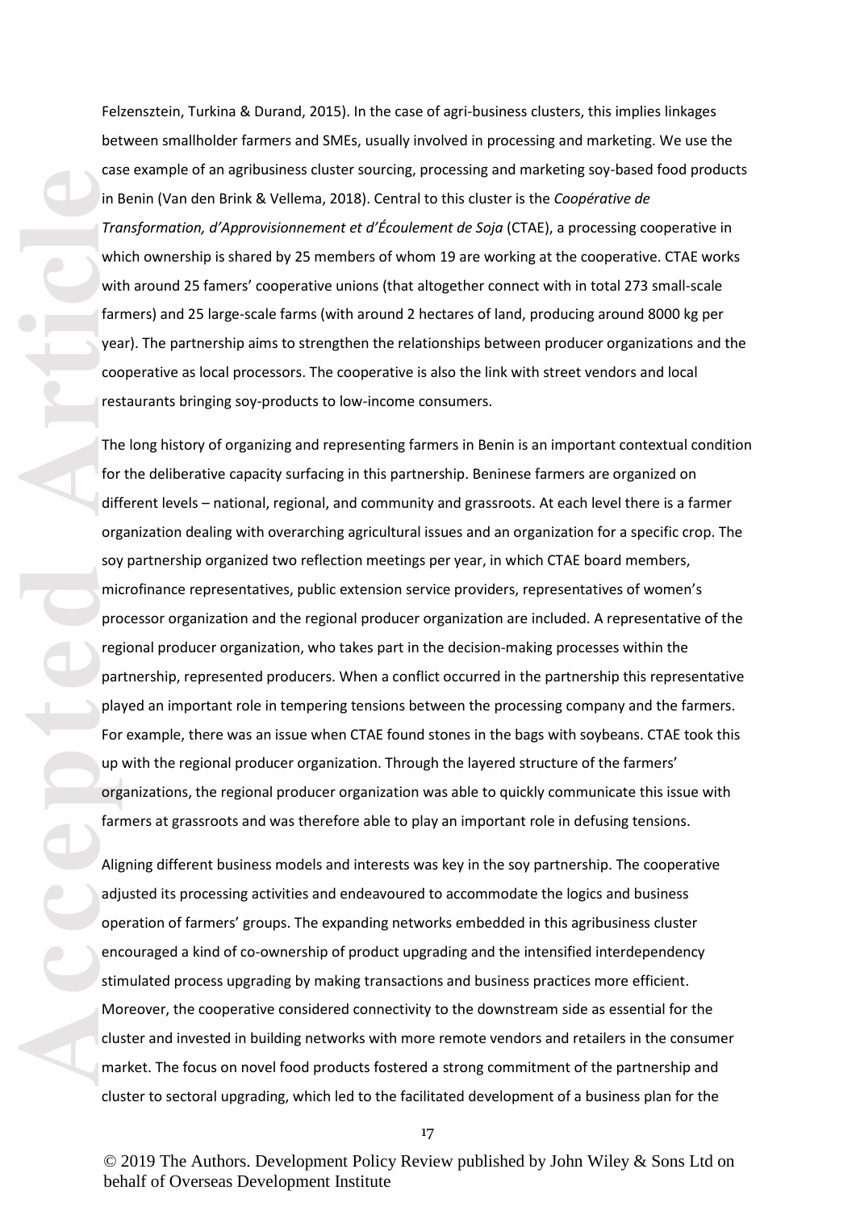Felzensztein, Turkina & Durand, 2015). In the case of agri-business clusters, this implies linkages between smallholder farmers and SMEs, usually involved in processing and marketing. We use the case example of an agribusiness cluster sourcing, processing and marketing soy-based food products in Benin (Van den Brink & Vellema, 2018). Central to this cluster is the *Coopérative de Transformation, d'Approvisionnement et d'Écoulement de Soja* (CTAE), a processing cooperative in which ownership is shared by 25 members of whom 19 are working at the cooperative. CTAE works with around 25 famers' cooperative unions (that altogether connect with in total 273 small-scale farmers) and 25 large-scale farms (with around 2 hectares of land, producing around 8000 kg per year). The partnership aims to strengthen the relationships between producer organizations and the cooperative as local processors. The cooperative is also the link with street vendors and local restaurants bringing soy-products to low-income consumers.

The long history of organizing and representing farmers in Benin is an important contextual condition for the deliberative capacity surfacing in this partnership. Beninese farmers are organized on different levels – national, regional, and community and grassroots. At each level there is a farmer organization dealing with overarching agricultural issues and an organization for a specific crop. The soy partnership organized two reflection meetings per year, in which CTAE board members, microfinance representatives, public extension service providers, representatives of women's processor organization and the regional producer organization are included. A representative of the regional producer organization, who takes part in the decision-making processes within the partnership, represented producers. When a conflict occurred in the partnership this representative played an important role in tempering tensions between the processing company and the farmers. For example, there was an issue when CTAE found stones in the bags with soybeans. CTAE took this up with the regional producer organization. Through the layered structure of the farmers' organizations, the regional producer organization was able to quickly communicate this issue with farmers at grassroots and was therefore able to play an important role in defusing tensions.

Aligning different business models and interests was key in the soy partnership. The cooperative adjusted its processing activities and endeavoured to accommodate the logics and business operation of farmers' groups. The expanding networks embedded in this agribusiness cluster encouraged a kind of co-ownership of product upgrading and the intensified interdependency stimulated process upgrading by making transactions and business practices more efficient. Moreover, the cooperative considered connectivity to the downstream side as essential for the cluster and invested in building networks with more remote vendors and retailers in the consumer market. The focus on novel food products fostered a strong commitment of the partnership and cluster to sectoral upgrading, which led to the facilitated development of a business plan for the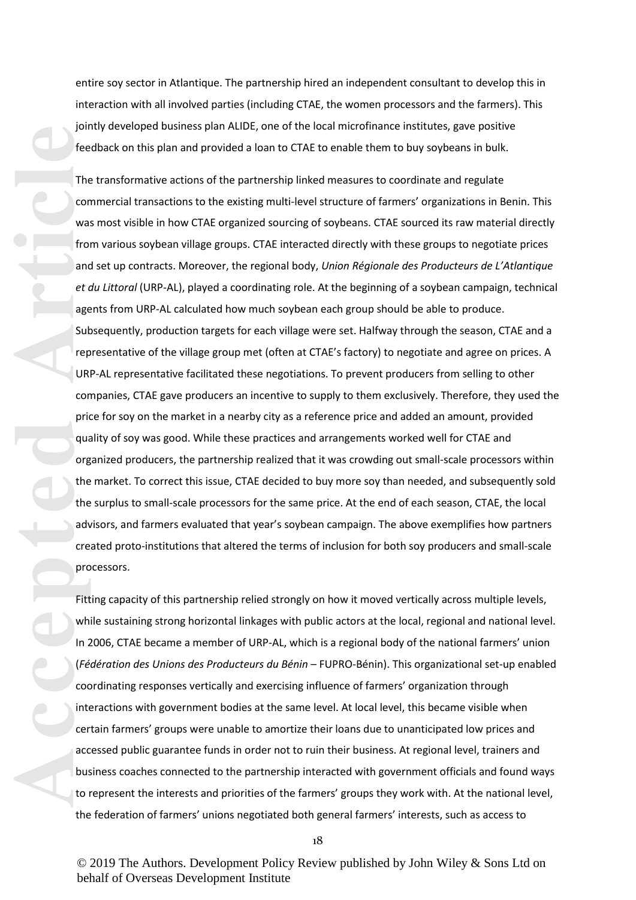entire soy sector in Atlantique. The partnership hired an independent consultant to develop this in interaction with all involved parties (including CTAE, the women processors and the farmers). This jointly developed business plan ALIDE, one of the local microfinance institutes, gave positive feedback on this plan and provided a loan to CTAE to enable them to buy soybeans in bulk.

The transformative actions of the partnership linked measures to coordinate and regulate commercial transactions to the existing multi-level structure of farmers' organizations in Benin. This was most visible in how CTAE organized sourcing of soybeans. CTAE sourced its raw material directly from various soybean village groups. CTAE interacted directly with these groups to negotiate prices and set up contracts. Moreover, the regional body, *Union Régionale des Producteurs de L'Atlantique et du Littoral* (URP-AL), played a coordinating role. At the beginning of a soybean campaign, technical agents from URP-AL calculated how much soybean each group should be able to produce. Subsequently, production targets for each village were set. Halfway through the season, CTAE and a representative of the village group met (often at CTAE's factory) to negotiate and agree on prices. A URP-AL representative facilitated these negotiations. To prevent producers from selling to other companies, CTAE gave producers an incentive to supply to them exclusively. Therefore, they used the price for soy on the market in a nearby city as a reference price and added an amount, provided quality of soy was good. While these practices and arrangements worked well for CTAE and organized producers, the partnership realized that it was crowding out small-scale processors within the market. To correct this issue, CTAE decided to buy more soy than needed, and subsequently sold the surplus to small-scale processors for the same price. At the end of each season, CTAE, the local advisors, and farmers evaluated that year's soybean campaign. The above exemplifies how partners created proto-institutions that altered the terms of inclusion for both soy producers and small-scale processors.

Fitting capacity of this partnership relied strongly on how it moved vertically across multiple levels, while sustaining strong horizontal linkages with public actors at the local, regional and national level. In 2006, CTAE became a member of URP-AL, which is a regional body of the national farmers' union (*Fédération des Unions des Producteurs du Bénin* – FUPRO-Bénin). This organizational set-up enabled coordinating responses vertically and exercising influence of farmers' organization through interactions with government bodies at the same level. At local level, this became visible when certain farmers' groups were unable to amortize their loans due to unanticipated low prices and accessed public guarantee funds in order not to ruin their business. At regional level, trainers and business coaches connected to the partnership interacted with government officials and found ways to represent the interests and priorities of the farmers' groups they work with. At the national level, the federation of farmers' unions negotiated both general farmers' interests, such as access to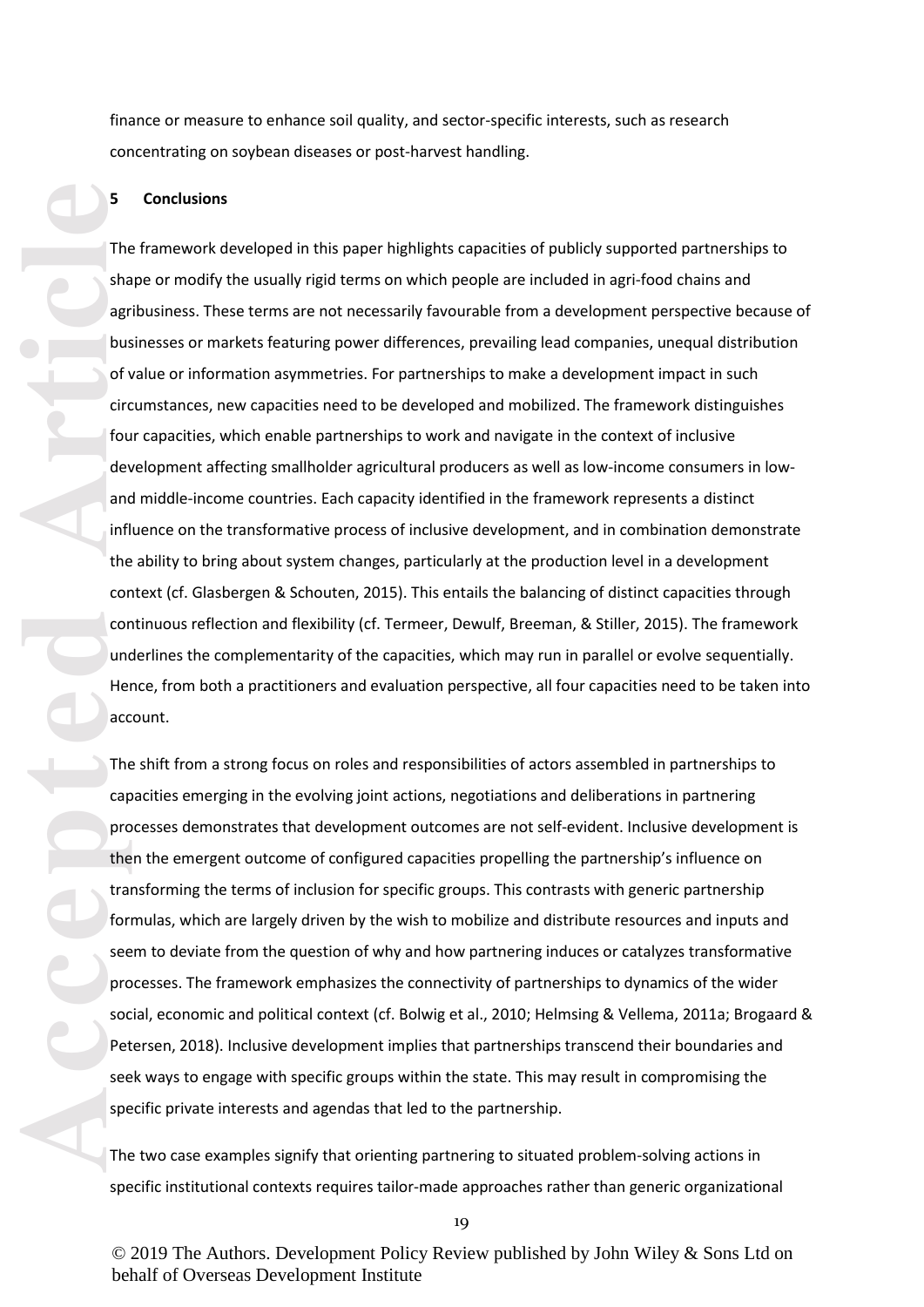finance or measure to enhance soil quality, and sector-specific interests, such as research concentrating on soybean diseases or post-harvest handling.

## 5 Conclusions

The framework developed in this paper highlights capacities of publicly supported partnerships to shape or modify the usually rigid terms on which people are included in agri-food chains and agribusiness. These terms are not necessarily favourable from a development perspective because of businesses or markets featuring power differences, prevailing lead companies, unequal distribution of value or information asymmetries. For partnerships to make a development impact in such circumstances, new capacities need to be developed and mobilized. The framework distinguishes four capacities, which enable partnerships to work and navigate in the context of inclusive development affecting smallholder agricultural producers as well as low-income consumers in low- and middle-income countries. Each capacity identified in the framework represents a distinct influence on the transformative process of inclusive development, and in combination demonstrate the ability to bring about system changes, particularly at the production level in a development context (cf. Glasbergen & Schouten, 2015). This entails the balancing of distinct capacities through continuous reflection and flexibility (cf. Termeer, Dewulf, Breeman, & Stiller, 2015). The framework underlines the complementarity of the capacities, which may run in parallel or evolve sequentially. Hence, from both a practitioners and evaluation perspective, all four capacities need to be taken into account.

The shift from a strong focus on roles and responsibilities of actors assembled in partnerships to capacities emerging in the evolving joint actions, negotiations and deliberations in partnering processes demonstrates that development outcomes are not self-evident. Inclusive development is then the emergent outcome of configured capacities propelling the partnership's influence on transforming the terms of inclusion for specific groups. This contrasts with generic partnership formulas, which are largely driven by the wish to mobilize and distribute resources and inputs and seem to deviate from the question of why and how partnering induces or catalyzes transformative processes. The framework emphasizes the connectivity of partnerships to dynamics of the wider social, economic and political context (cf. Bolwig et al., 2010; Helmsing & Vellema, 2011a; Brogaard & Petersen, 2018). Inclusive development implies that partnerships transcend their boundaries and seek ways to engage with specific groups within the state. This may result in compromising the specific private interests and agendas that led to the partnership.

The two case examples signify that orienting partnering to situated problem-solving actions in specific institutional contexts requires tailor-made approaches rather than generic organizational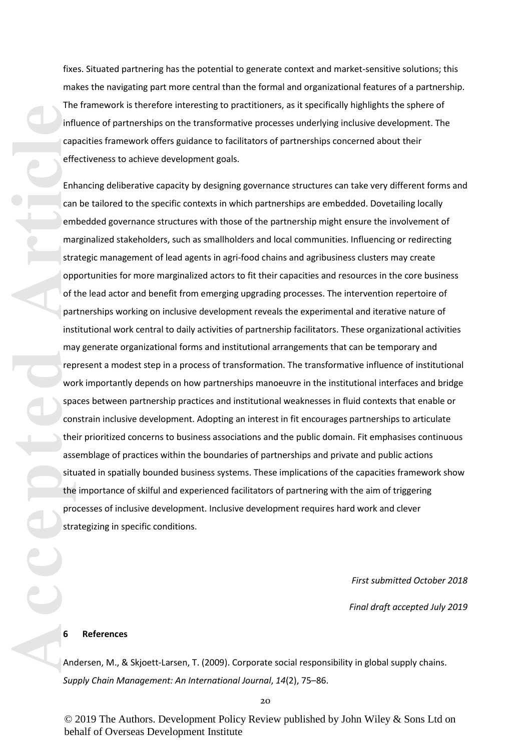fixes. Situated partnering has the potential to generate context and market-sensitive solutions; this makes the navigating part more central than the formal and organizational features of a partnership. The framework is therefore interesting to practitioners, as it specifically highlights the sphere of influence of partnerships on the transformative processes underlying inclusive development. The capacities framework offers guidance to facilitators of partnerships concerned about their effectiveness to achieve development goals.

Enhancing deliberative capacity by designing governance structures can take very different forms and can be tailored to the specific contexts in which partnerships are embedded. Dovetailing locally embedded governance structures with those of the partnership might ensure the involvement of marginalized stakeholders, such as smallholders and local communities. Influencing or redirecting strategic management of lead agents in agri-food chains and agribusiness clusters may create opportunities for more marginalized actors to fit their capacities and resources in the core business of the lead actor and benefit from emerging upgrading processes. The intervention repertoire of partnerships working on inclusive development reveals the experimental and iterative nature of institutional work central to daily activities of partnership facilitators. These organizational activities may generate organizational forms and institutional arrangements that can be temporary and represent a modest step in a process of transformation. The transformative influence of institutional work importantly depends on how partnerships manoeuvre in the institutional interfaces and bridge spaces between partnership practices and institutional weaknesses in fluid contexts that enable or constrain inclusive development. Adopting an interest in fit encourages partnerships to articulate their prioritized concerns to business associations and the public domain. Fit emphasises continuous assemblage of practices within the boundaries of partnerships and private and public actions situated in spatially bounded business systems. These implications of the capacities framework show the importance of skilful and experienced facilitators of partnering with the aim of triggering processes of inclusive development. Inclusive development requires hard work and clever strategizing in specific conditions.

*First submitted October 2018*

*Final draft accepted July 2019*

## 6 References

Andersen, M., & Skjoett-Larsen, T. (2009). Corporate social responsibility in global supply chains. *Supply Chain Management: An International Journal*, *14*(2), 75–86.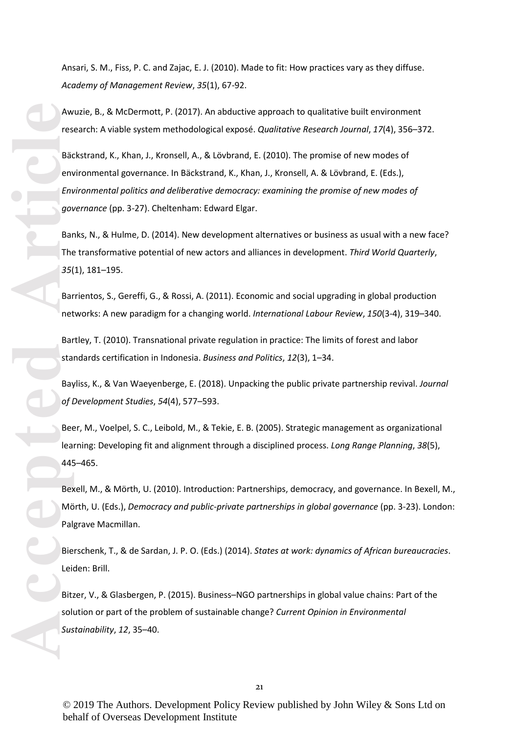Ansari, S. M., Fiss, P. C. and Zajac, E. J. (2010). Made to fit: How practices vary as they diffuse. *Academy of Management Review*, *35*(1), 67-92.

Awuzie, B., & McDermott, P. (2017). An abductive approach to qualitative built environment research: A viable system methodological exposé. *Qualitative Research Journal*, *17*(4), 356–372.

Bäckstrand, K., Khan, J., Kronsell, A., & Lövbrand, E. (2010). The promise of new modes of environmental governance. In Bäckstrand, K., Khan, J., Kronsell, A. & Lövbrand, E. (Eds.), *Environmental politics and deliberative democracy: examining the promise of new modes of governance* (pp. 3-27). Cheltenham: Edward Elgar.

Banks, N., & Hulme, D. (2014). New development alternatives or business as usual with a new face? The transformative potential of new actors and alliances in development. *Third World Quarterly*, *35*(1), 181–195.

Barrientos, S., Gereffi, G., & Rossi, A. (2011). Economic and social upgrading in global production networks: A new paradigm for a changing world. *International Labour Review*, *150*(3-4), 319–340.

Bartley, T. (2010). Transnational private regulation in practice: The limits of forest and labor standards certification in Indonesia. *Business and Politics*, *12*(3), 1–34.

Bayliss, K., & Van Waeyenberge, E. (2018). Unpacking the public private partnership revival. *Journal of Development Studies*, *54*(4), 577–593.

Beer, M., Voelpel, S. C., Leibold, M., & Tekie, E. B. (2005). Strategic management as organizational learning: Developing fit and alignment through a disciplined process. *Long Range Planning*, *38*(5), 445–465.

Bexell, M., & Mörth, U. (2010). Introduction: Partnerships, democracy, and governance. In Bexell, M., Mörth, U. (Eds.), *Democracy and public-private partnerships in global governance* (pp. 3-23). London: Palgrave Macmillan.

Bierschenk, T., & de Sardan, J. P. O. (Eds.) (2014). *States at work: dynamics of African bureaucracies*. Leiden: Brill.

Bitzer, V., & Glasbergen, P. (2015). Business–NGO partnerships in global value chains: Part of the solution or part of the problem of sustainable change? *Current Opinion in Environmental Sustainability*, *12*, 35–40.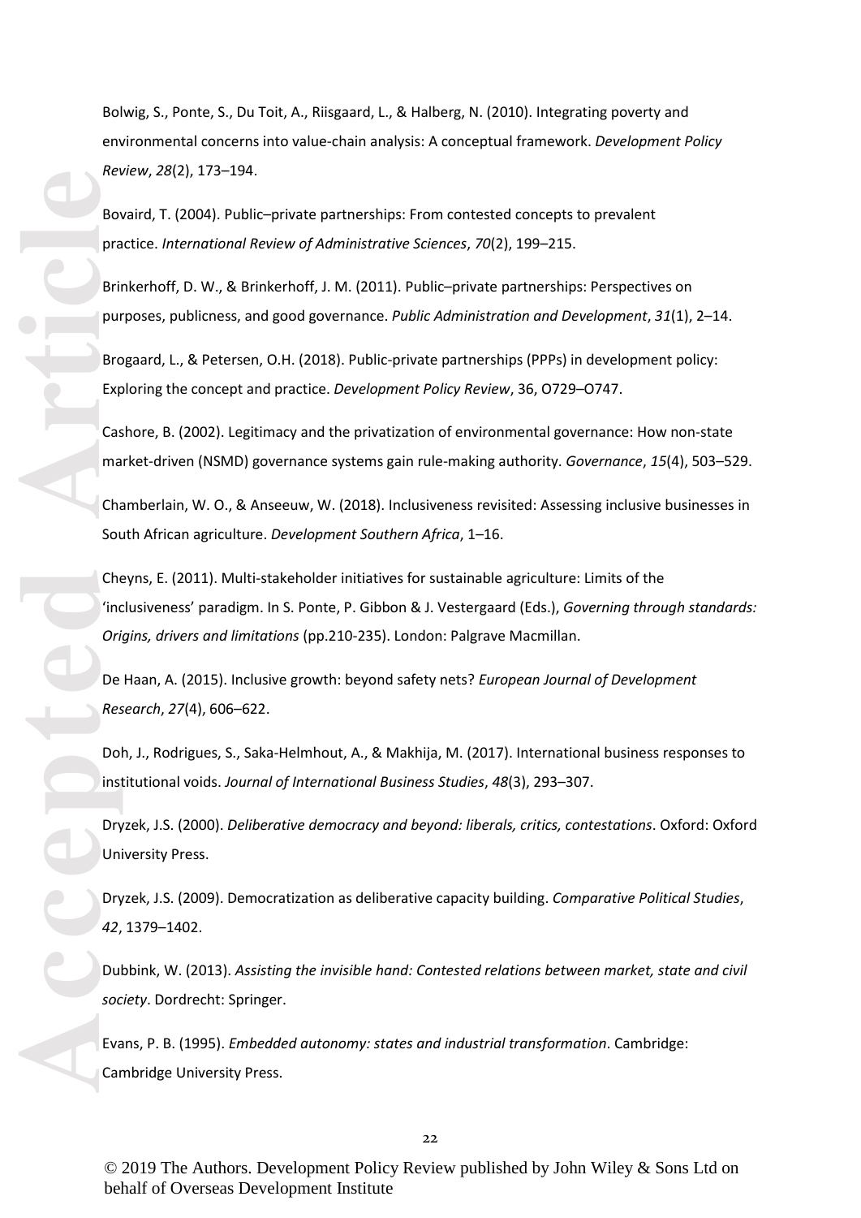Bolwig, S., Ponte, S., Du Toit, A., Riisgaard, L., & Halberg, N. (2010). Integrating poverty and environmental concerns into value-chain analysis: A conceptual framework. *Development Policy Review*, *28*(2), 173–194.

Bovaird, T. (2004). Public–private partnerships: From contested concepts to prevalent practice. *International Review of Administrative Sciences*, *70*(2), 199–215.

Brinkerhoff, D. W., & Brinkerhoff, J. M. (2011). Public–private partnerships: Perspectives on purposes, publicness, and good governance. *Public Administration and Development*, *31*(1), 2–14.

Brogaard, L., & Petersen, O.H. (2018). Public-private partnerships (PPPs) in development policy: Exploring the concept and practice. *Development Policy Review*, 36, O729–O747.

Cashore, B. (2002). Legitimacy and the privatization of environmental governance: How non-state market-driven (NSMD) governance systems gain rule-making authority. *Governance*, *15*(4), 503–529.

Chamberlain, W. O., & Anseeuw, W. (2018). Inclusiveness revisited: Assessing inclusive businesses in South African agriculture. *Development Southern Africa*, 1–16.

Cheyns, E. (2011). Multi-stakeholder initiatives for sustainable agriculture: Limits of the 'inclusiveness' paradigm. In S. Ponte, P. Gibbon & J. Vestergaard (Eds.), *Governing through standards: Origins, drivers and limitations* (pp.210-235). London: Palgrave Macmillan.

De Haan, A. (2015). Inclusive growth: beyond safety nets? *European Journal of Development Research*, *27*(4), 606–622.

Doh, J., Rodrigues, S., Saka-Helmhout, A., & Makhija, M. (2017). International business responses to institutional voids. *Journal of International Business Studies*, *48*(3), 293–307.

Dryzek, J.S. (2000). *Deliberative democracy and beyond: liberals, critics, contestations*. Oxford: Oxford University Press.

Dryzek, J.S. (2009). Democratization as deliberative capacity building. *Comparative Political Studies*, *42*, 1379–1402.

Dubbink, W. (2013). *Assisting the invisible hand: Contested relations between market, state and civil society*. Dordrecht: Springer.

Evans, P. B. (1995). *Embedded autonomy: states and industrial transformation*. Cambridge: Cambridge University Press.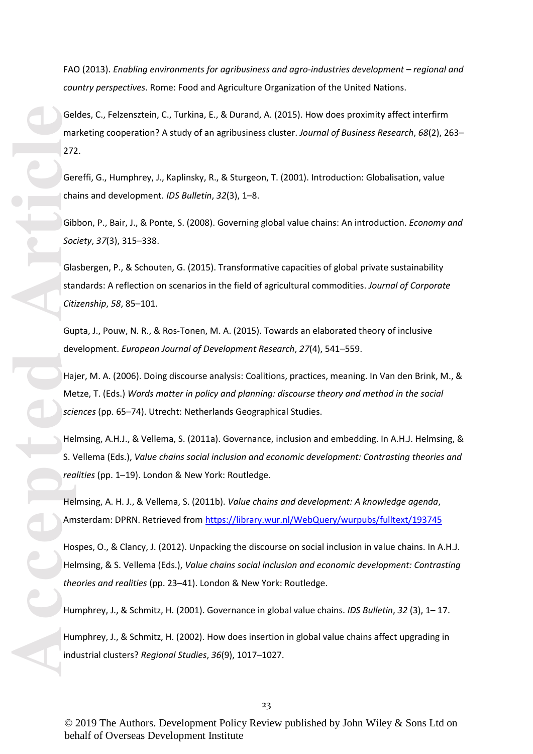FAO (2013). *Enabling environments for agribusiness and agro-industries development – regional and country perspectives*. Rome: Food and Agriculture Organization of the United Nations.

Geldes, C., Felzensztein, C., Turkina, E., & Durand, A. (2015). How does proximity affect interfirm marketing cooperation? A study of an agribusiness cluster. *Journal of Business Research*, *68*(2), 263–272.

Gereffi, G., Humphrey, J., Kaplinsky, R., & Sturgeon, T. (2001). Introduction: Globalisation, value chains and development. *IDS Bulletin*, *32*(3), 1–8.

Gibbon, P., Bair, J., & Ponte, S. (2008). Governing global value chains: An introduction. *Economy and Society*, *37*(3), 315–338.

Glasbergen, P., & Schouten, G. (2015). Transformative capacities of global private sustainability standards: A reflection on scenarios in the field of agricultural commodities. *Journal of Corporate Citizenship*, *58*, 85–101.

Gupta, J., Pouw, N. R., & Ros-Tonen, M. A. (2015). Towards an elaborated theory of inclusive development. *European Journal of Development Research*, *27*(4), 541–559.

Hajer, M. A. (2006). Doing discourse analysis: Coalitions, practices, meaning. In Van den Brink, M., & Metze, T. (Eds.) *Words matter in policy and planning: discourse theory and method in the social sciences* (pp. 65–74). Utrecht: Netherlands Geographical Studies.

Helmsing, A.H.J., & Vellema, S. (2011a). Governance, inclusion and embedding. In A.H.J. Helmsing, & S. Vellema (Eds.), *Value chains social inclusion and economic development: Contrasting theories and realities* (pp. 1–19). London & New York: Routledge.

Helmsing, A. H. J., & Vellema, S. (2011b). *Value chains and development: A knowledge agenda*, Amsterdam: DPRN. Retrieved from https://library.wur.nl/WebQuery/wurpubs/fulltext/193745

Hospes, O., & Clancy, J. (2012). Unpacking the discourse on social inclusion in value chains. In A.H.J. Helmsing, & S. Vellema (Eds.), *Value chains social inclusion and economic development: Contrasting theories and realities* (pp. 23–41). London & New York: Routledge.

Humphrey, J., & Schmitz, H. (2001). Governance in global value chains. *IDS Bulletin*, *32* (3), 1– 17.

Humphrey, J., & Schmitz, H. (2002). How does insertion in global value chains affect upgrading in industrial clusters? *Regional Studies*, *36*(9), 1017–1027.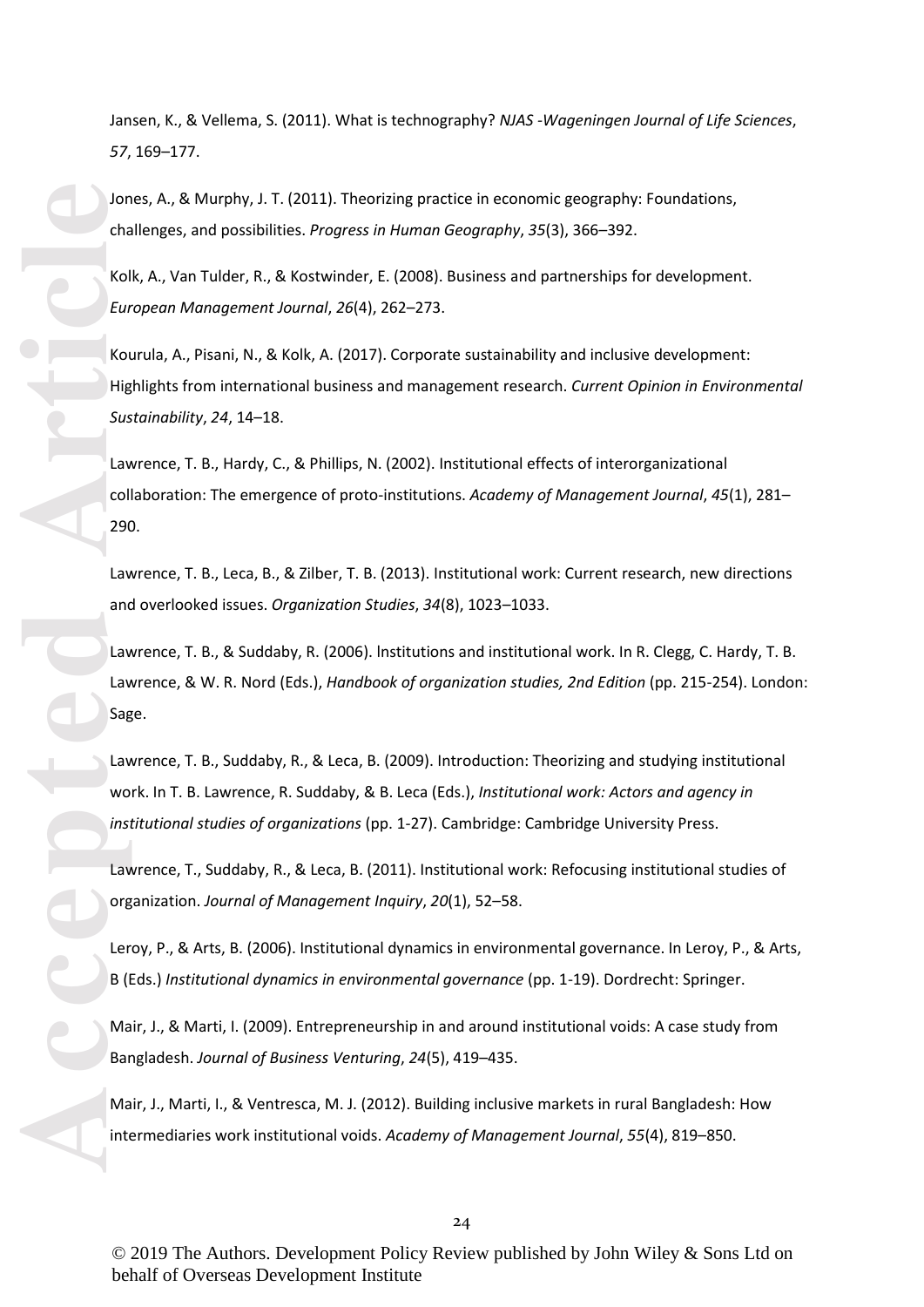Jansen, K., & Vellema, S. (2011). What is technography? *NJAS -Wageningen Journal of Life Sciences*, *57*, 169–177.

Jones, A., & Murphy, J. T. (2011). Theorizing practice in economic geography: Foundations, challenges, and possibilities. *Progress in Human Geography*, *35*(3), 366–392.

Kolk, A., Van Tulder, R., & Kostwinder, E. (2008). Business and partnerships for development. *European Management Journal*, *26*(4), 262–273.

Kourula, A., Pisani, N., & Kolk, A. (2017). Corporate sustainability and inclusive development: Highlights from international business and management research. *Current Opinion in Environmental Sustainability*, *24*, 14–18.

Lawrence, T. B., Hardy, C., & Phillips, N. (2002). Institutional effects of interorganizational collaboration: The emergence of proto-institutions. *Academy of Management Journal*, *45*(1), 281–290.

Lawrence, T. B., Leca, B., & Zilber, T. B. (2013). Institutional work: Current research, new directions and overlooked issues. *Organization Studies*, *34*(8), 1023–1033.

Lawrence, T. B., & Suddaby, R. (2006). Institutions and institutional work. In R. Clegg, C. Hardy, T. B. Lawrence, & W. R. Nord (Eds.), *Handbook of organization studies, 2nd Edition* (pp. 215-254). London: Sage.

Lawrence, T. B., Suddaby, R., & Leca, B. (2009). Introduction: Theorizing and studying institutional work. In T. B. Lawrence, R. Suddaby, & B. Leca (Eds.), *Institutional work: Actors and agency in institutional studies of organizations* (pp. 1-27). Cambridge: Cambridge University Press.

Lawrence, T., Suddaby, R., & Leca, B. (2011). Institutional work: Refocusing institutional studies of organization. *Journal of Management Inquiry*, *20*(1), 52–58.

Leroy, P., & Arts, B. (2006). Institutional dynamics in environmental governance. In Leroy, P., & Arts, B (Eds.) *Institutional dynamics in environmental governance* (pp. 1-19). Dordrecht: Springer.

Mair, J., & Marti, I. (2009). Entrepreneurship in and around institutional voids: A case study from Bangladesh. *Journal of Business Venturing*, *24*(5), 419–435.

Mair, J., Marti, I., & Ventresca, M. J. (2012). Building inclusive markets in rural Bangladesh: How intermediaries work institutional voids. *Academy of Management Journal*, *55*(4), 819–850.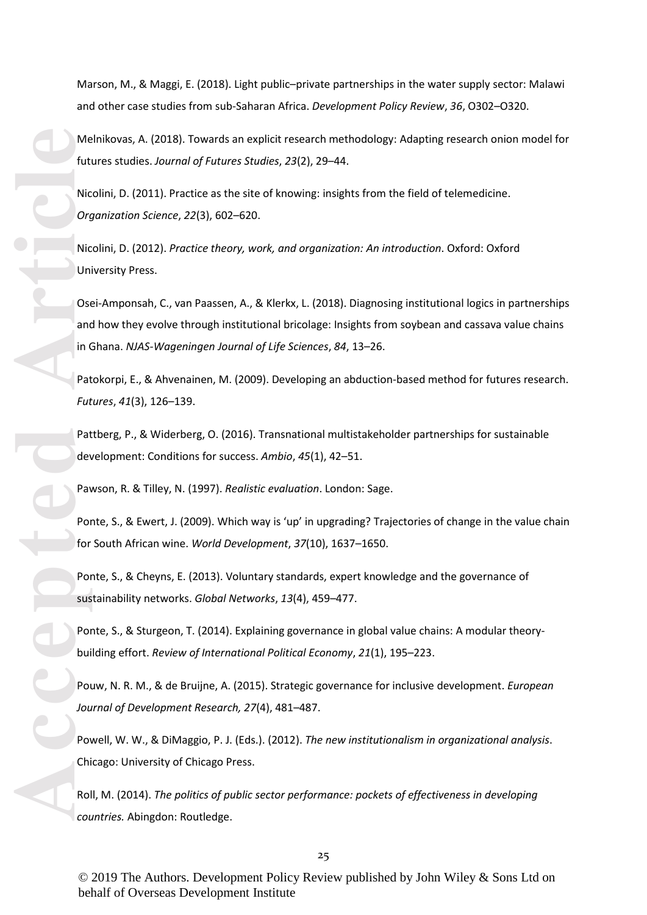Marson, M., & Maggi, E. (2018). Light public–private partnerships in the water supply sector: Malawi and other case studies from sub-Saharan Africa. *Development Policy Review*, *36*, O302–O320.

Melnikovas, A. (2018). Towards an explicit research methodology: Adapting research onion model for futures studies. *Journal of Futures Studies*, *23*(2), 29–44.

Nicolini, D. (2011). Practice as the site of knowing: insights from the field of telemedicine. *Organization Science*, *22*(3), 602–620.

Nicolini, D. (2012). *Practice theory, work, and organization: An introduction*. Oxford: Oxford University Press.

Osei-Amponsah, C., van Paassen, A., & Klerkx, L. (2018). Diagnosing institutional logics in partnerships and how they evolve through institutional bricolage: Insights from soybean and cassava value chains in Ghana. *NJAS-Wageningen Journal of Life Sciences*, *84*, 13–26.

Patokorpi, E., & Ahvenainen, M. (2009). Developing an abduction-based method for futures research. *Futures*, *41*(3), 126–139.

Pattberg, P., & Widerberg, O. (2016). Transnational multistakeholder partnerships for sustainable development: Conditions for success. *Ambio*, *45*(1), 42–51.

Pawson, R. & Tilley, N. (1997). *Realistic evaluation*. London: Sage.

Ponte, S., & Ewert, J. (2009). Which way is 'up' in upgrading? Trajectories of change in the value chain for South African wine. *World Development*, *37*(10), 1637–1650.

Ponte, S., & Cheyns, E. (2013). Voluntary standards, expert knowledge and the governance of sustainability networks. *Global Networks*, *13*(4), 459–477.

Ponte, S., & Sturgeon, T. (2014). Explaining governance in global value chains: A modular theory-building effort. *Review of International Political Economy*, *21*(1), 195–223.

Pouw, N. R. M., & de Bruijne, A. (2015). Strategic governance for inclusive development. *European Journal of Development Research, 27*(4), 481–487.

Powell, W. W., & DiMaggio, P. J. (Eds.). (2012). *The new institutionalism in organizational analysis*. Chicago: University of Chicago Press.

Roll, M. (2014). *The politics of public sector performance: pockets of effectiveness in developing countries.* Abingdon: Routledge.

© 2019 The Authors. Development Policy Review published by John Wiley & Sons Ltd on behalf of Overseas Development Institute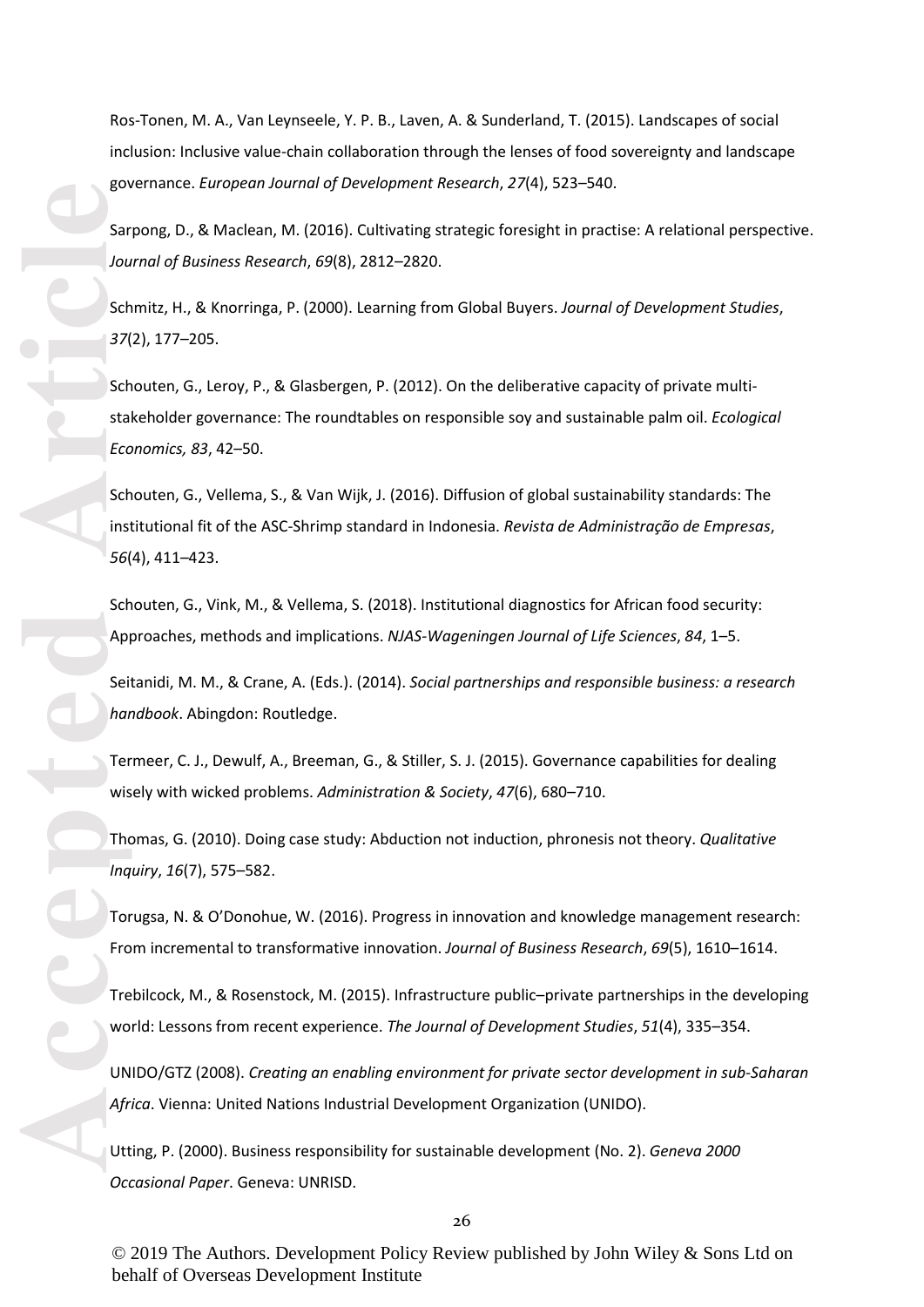Ros-Tonen, M. A., Van Leynseele, Y. P. B., Laven, A. & Sunderland, T. (2015). Landscapes of social inclusion: Inclusive value-chain collaboration through the lenses of food sovereignty and landscape governance. *European Journal of Development Research*, *27*(4), 523–540.

Sarpong, D., & Maclean, M. (2016). Cultivating strategic foresight in practise: A relational perspective. *Journal of Business Research*, *69*(8), 2812–2820.

Schmitz, H., & Knorringa, P. (2000). Learning from Global Buyers. *Journal of Development Studies*, *37*(2), 177–205.

Schouten, G., Leroy, P., & Glasbergen, P. (2012). On the deliberative capacity of private multi-stakeholder governance: The roundtables on responsible soy and sustainable palm oil. *Ecological Economics, 83*, 42–50.

Schouten, G., Vellema, S., & Van Wijk, J. (2016). Diffusion of global sustainability standards: The institutional fit of the ASC-Shrimp standard in Indonesia. *Revista de Administração de Empresas*, *56*(4), 411–423.

Schouten, G., Vink, M., & Vellema, S. (2018). Institutional diagnostics for African food security: Approaches, methods and implications. *NJAS-Wageningen Journal of Life Sciences*, *84*, 1–5.

Seitanidi, M. M., & Crane, A. (Eds.). (2014). *Social partnerships and responsible business: a research handbook*. Abingdon: Routledge.

Termeer, C. J., Dewulf, A., Breeman, G., & Stiller, S. J. (2015). Governance capabilities for dealing wisely with wicked problems. *Administration & Society*, *47*(6), 680–710.

Thomas, G. (2010). Doing case study: Abduction not induction, phronesis not theory. *Qualitative Inquiry*, *16*(7), 575–582.

Torugsa, N. & O'Donohue, W. (2016). Progress in innovation and knowledge management research: From incremental to transformative innovation. *Journal of Business Research*, *69*(5), 1610–1614.

Trebilcock, M., & Rosenstock, M. (2015). Infrastructure public–private partnerships in the developing world: Lessons from recent experience. *The Journal of Development Studies*, *51*(4), 335–354.

UNIDO/GTZ (2008). *Creating an enabling environment for private sector development in sub-Saharan Africa*. Vienna: United Nations Industrial Development Organization (UNIDO).

Utting, P. (2000). Business responsibility for sustainable development (No. 2). *Geneva 2000 Occasional Paper*. Geneva: UNRISD.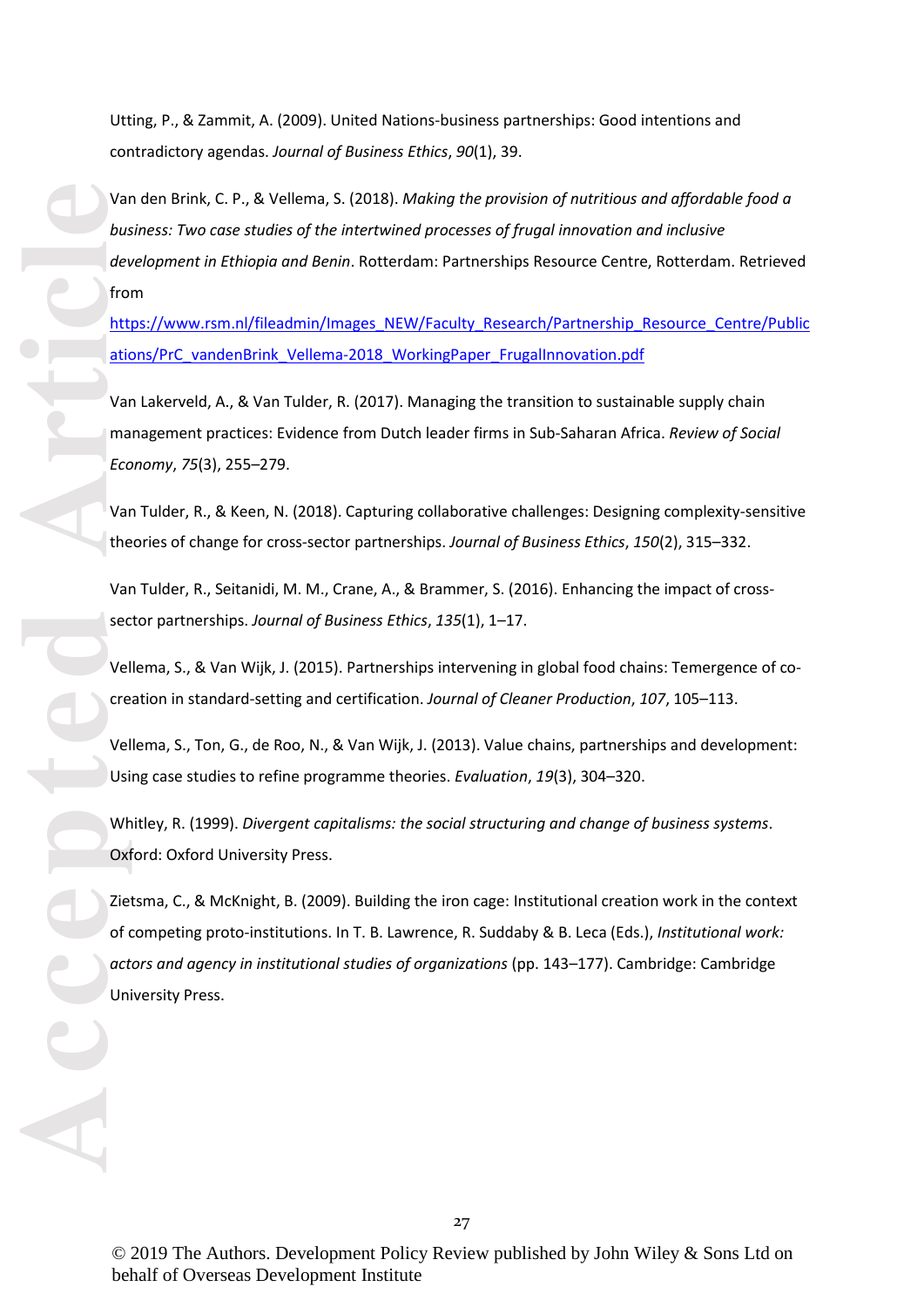Utting, P., & Zammit, A. (2009). United Nations-business partnerships: Good intentions and contradictory agendas. *Journal of Business Ethics*, *90*(1), 39.

Van den Brink, C. P., & Vellema, S. (2018). *Making the provision of nutritious and affordable food a business: Two case studies of the intertwined processes of frugal innovation and inclusive development in Ethiopia and Benin*. Rotterdam: Partnerships Resource Centre, Rotterdam. Retrieved from https://www.rsm.nl/fileadmin/Images_NEW/Faculty_Research/Partnership_Resource_Centre/Publications/PrC_vandenBrink_Vellema-2018_WorkingPaper_FrugalInnovation.pdf

Van Lakerveld, A., & Van Tulder, R. (2017). Managing the transition to sustainable supply chain management practices: Evidence from Dutch leader firms in Sub-Saharan Africa. *Review of Social Economy*, *75*(3), 255–279.

Van Tulder, R., & Keen, N. (2018). Capturing collaborative challenges: Designing complexity-sensitive theories of change for cross-sector partnerships. *Journal of Business Ethics*, *150*(2), 315–332.

Van Tulder, R., Seitanidi, M. M., Crane, A., & Brammer, S. (2016). Enhancing the impact of cross-sector partnerships. *Journal of Business Ethics*, *135*(1), 1–17.

Vellema, S., & Van Wijk, J. (2015). Partnerships intervening in global food chains: Temergence of co-creation in standard-setting and certification. *Journal of Cleaner Production*, *107*, 105–113.

Vellema, S., Ton, G., de Roo, N., & Van Wijk, J. (2013). Value chains, partnerships and development: Using case studies to refine programme theories. *Evaluation*, *19*(3), 304–320.

Whitley, R. (1999). *Divergent capitalisms: the social structuring and change of business systems*. Oxford: Oxford University Press.

Zietsma, C., & McKnight, B. (2009). Building the iron cage: Institutional creation work in the context of competing proto-institutions. In T. B. Lawrence, R. Suddaby & B. Leca (Eds.), *Institutional work: actors and agency in institutional studies of organizations* (pp. 143–177). Cambridge: Cambridge University Press.